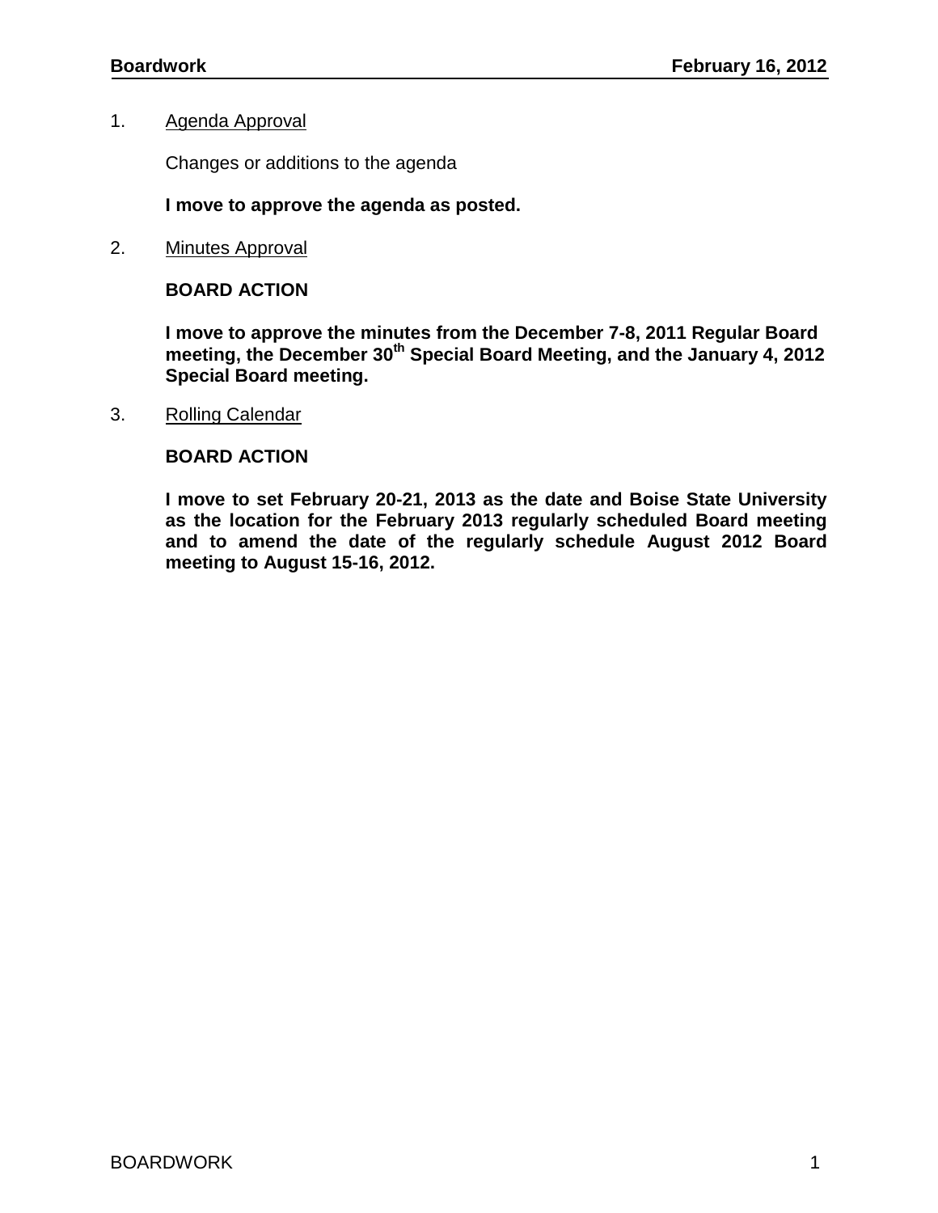1. Agenda Approval

   Changes or additions to the agenda

   **I move to approve the agenda as posted.**

2. Minutes Approval

   **BOARD ACTION**

   **I move to approve the minutes from the December 7-8, 2011 Regular Board meeting, the December 30th Special Board Meeting, and the January 4, 2012 Special Board meeting.**

3. Rolling Calendar

   **BOARD ACTION**

   **I move to set February 20-21, 2013 as the date and Boise State University as the location for the February 2013 regularly scheduled Board meeting and to amend the date of the regularly schedule August 2012 Board meeting to August 15-16, 2012.**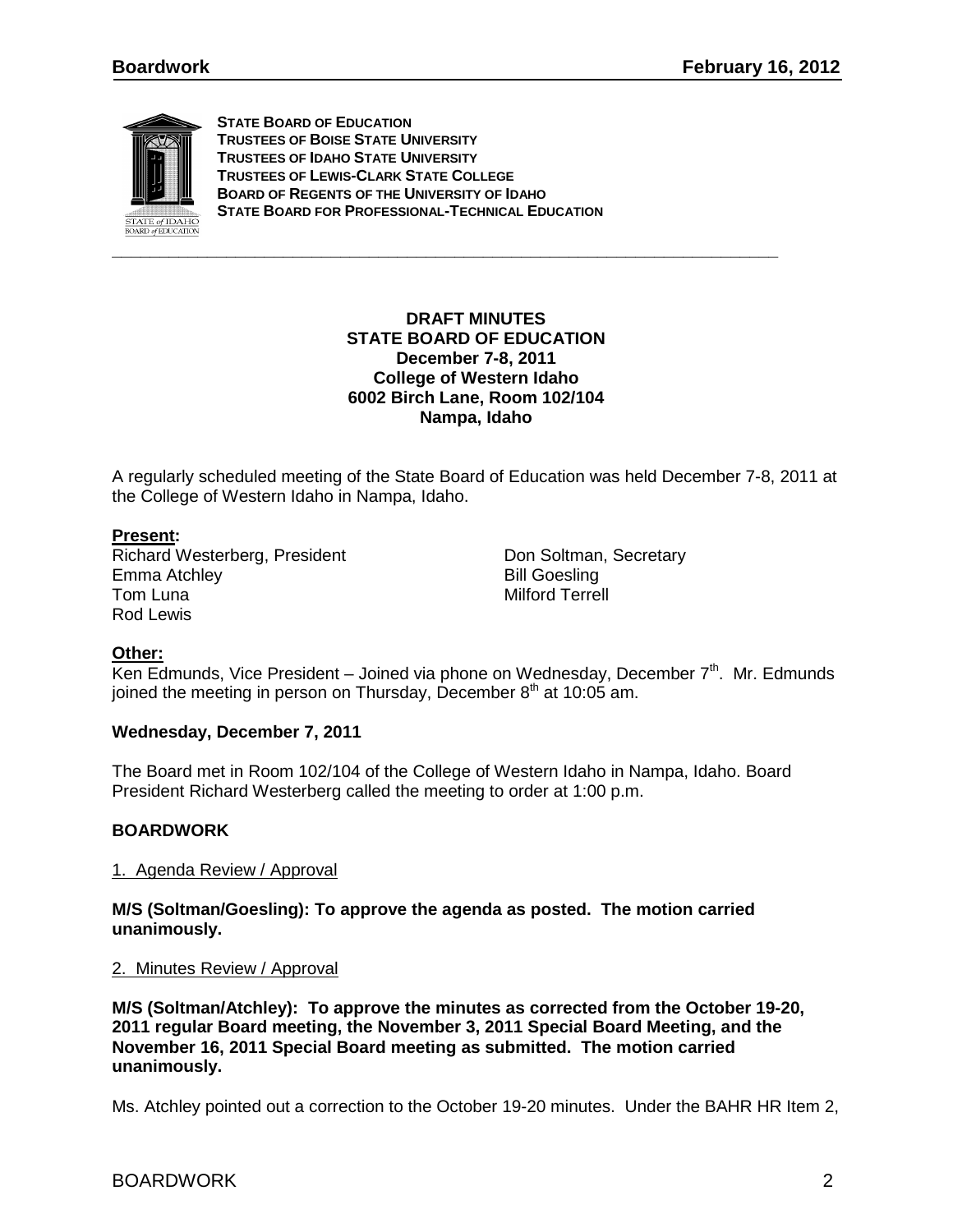**STATE BOARD OF EDUCATION**
**TRUSTEES OF BOISE STATE UNIVERSITY**
**TRUSTEES OF IDAHO STATE UNIVERSITY**
**TRUSTEES OF LEWIS-CLARK STATE COLLEGE**
**BOARD OF REGENTS OF THE UNIVERSITY OF IDAHO**
**STATE BOARD FOR PROFESSIONAL-TECHNICAL EDUCATION**

---

**DRAFT MINUTES**
**STATE BOARD OF EDUCATION**
**December 7-8, 2011**
**College of Western Idaho**
**6002 Birch Lane, Room 102/104**
**Nampa, Idaho**

A regularly scheduled meeting of the State Board of Education was held December 7-8, 2011 at the College of Western Idaho in Nampa, Idaho.

**Present:**

Richard Westerberg, President
Don Soltman, Secretary
Emma Atchley
Bill Goesling
Tom Luna
Milford Terrell
Rod Lewis

**Other:**

Ken Edmunds, Vice President – Joined via phone on Wednesday, December 7th. Mr. Edmunds joined the meeting in person on Thursday, December 8th at 10:05 am.

**Wednesday, December 7, 2011**

The Board met in Room 102/104 of the College of Western Idaho in Nampa, Idaho. Board President Richard Westerberg called the meeting to order at 1:00 p.m.

**BOARDWORK**

1. Agenda Review / Approval

**M/S (Soltman/Goesling): To approve the agenda as posted. The motion carried unanimously.**

2. Minutes Review / Approval

**M/S (Soltman/Atchley): To approve the minutes as corrected from the October 19-20, 2011 regular Board meeting, the November 3, 2011 Special Board Meeting, and the November 16, 2011 Special Board meeting as submitted. The motion carried unanimously.**

Ms. Atchley pointed out a correction to the October 19-20 minutes. Under the BAHR HR Item 2,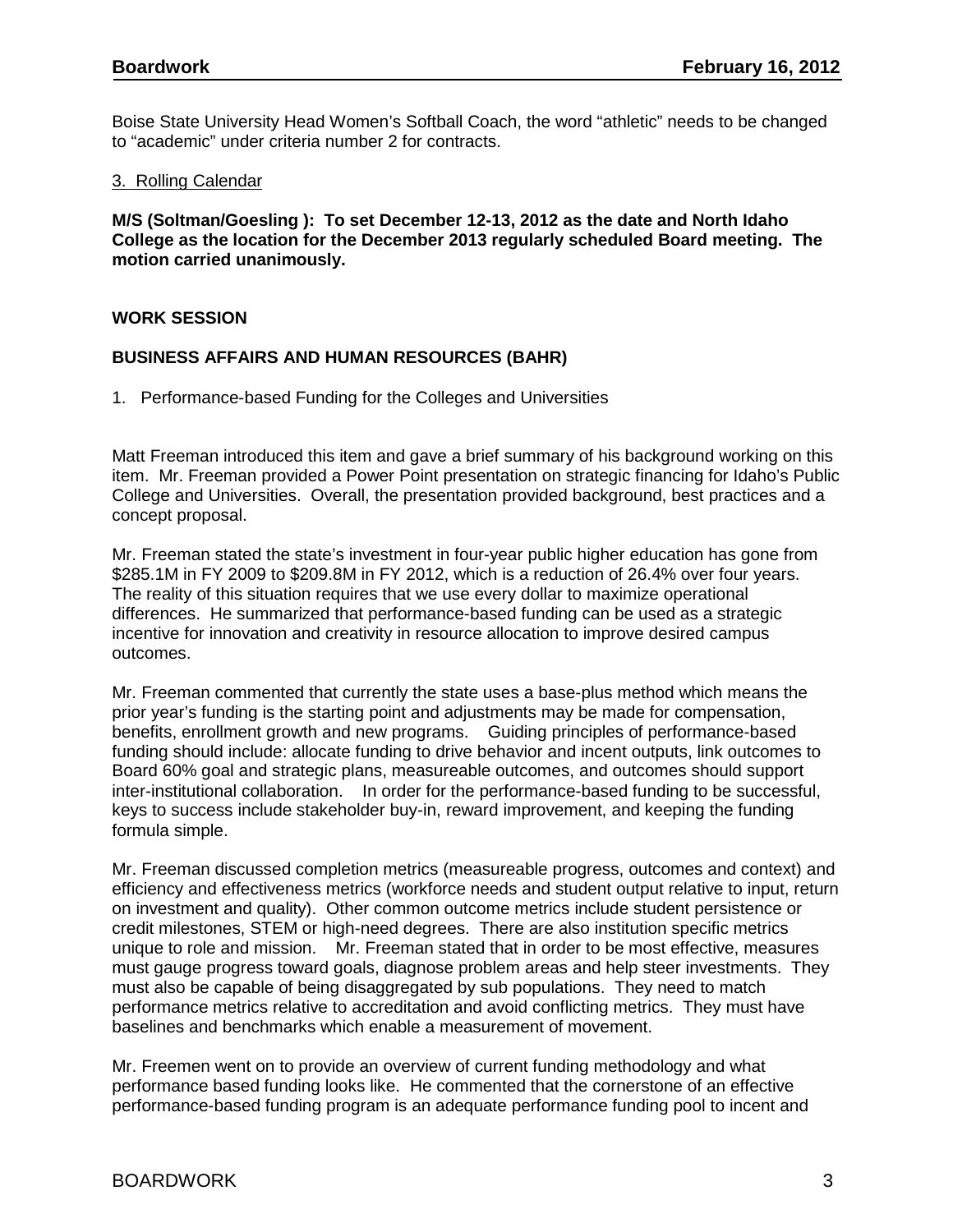Boise State University Head Women's Softball Coach, the word "athletic" needs to be changed to "academic" under criteria number 2 for contracts.

3. Rolling Calendar

**M/S (Soltman/Goesling ): To set December 12-13, 2012 as the date and North Idaho College as the location for the December 2013 regularly scheduled Board meeting. The motion carried unanimously.**

## WORK SESSION

## BUSINESS AFFAIRS AND HUMAN RESOURCES (BAHR)

1. Performance-based Funding for the Colleges and Universities

Matt Freeman introduced this item and gave a brief summary of his background working on this item. Mr. Freeman provided a Power Point presentation on strategic financing for Idaho's Public College and Universities. Overall, the presentation provided background, best practices and a concept proposal.

Mr. Freeman stated the state's investment in four-year public higher education has gone from $285.1M in FY 2009 to $209.8M in FY 2012, which is a reduction of 26.4% over four years. The reality of this situation requires that we use every dollar to maximize operational differences. He summarized that performance-based funding can be used as a strategic incentive for innovation and creativity in resource allocation to improve desired campus outcomes.

Mr. Freeman commented that currently the state uses a base-plus method which means the prior year's funding is the starting point and adjustments may be made for compensation, benefits, enrollment growth and new programs. Guiding principles of performance-based funding should include: allocate funding to drive behavior and incent outputs, link outcomes to Board 60% goal and strategic plans, measureable outcomes, and outcomes should support inter-institutional collaboration. In order for the performance-based funding to be successful, keys to success include stakeholder buy-in, reward improvement, and keeping the funding formula simple.

Mr. Freeman discussed completion metrics (measureable progress, outcomes and context) and efficiency and effectiveness metrics (workforce needs and student output relative to input, return on investment and quality). Other common outcome metrics include student persistence or credit milestones, STEM or high-need degrees. There are also institution specific metrics unique to role and mission. Mr. Freeman stated that in order to be most effective, measures must gauge progress toward goals, diagnose problem areas and help steer investments. They must also be capable of being disaggregated by sub populations. They need to match performance metrics relative to accreditation and avoid conflicting metrics. They must have baselines and benchmarks which enable a measurement of movement.

Mr. Freemen went on to provide an overview of current funding methodology and what performance based funding looks like. He commented that the cornerstone of an effective performance-based funding program is an adequate performance funding pool to incent and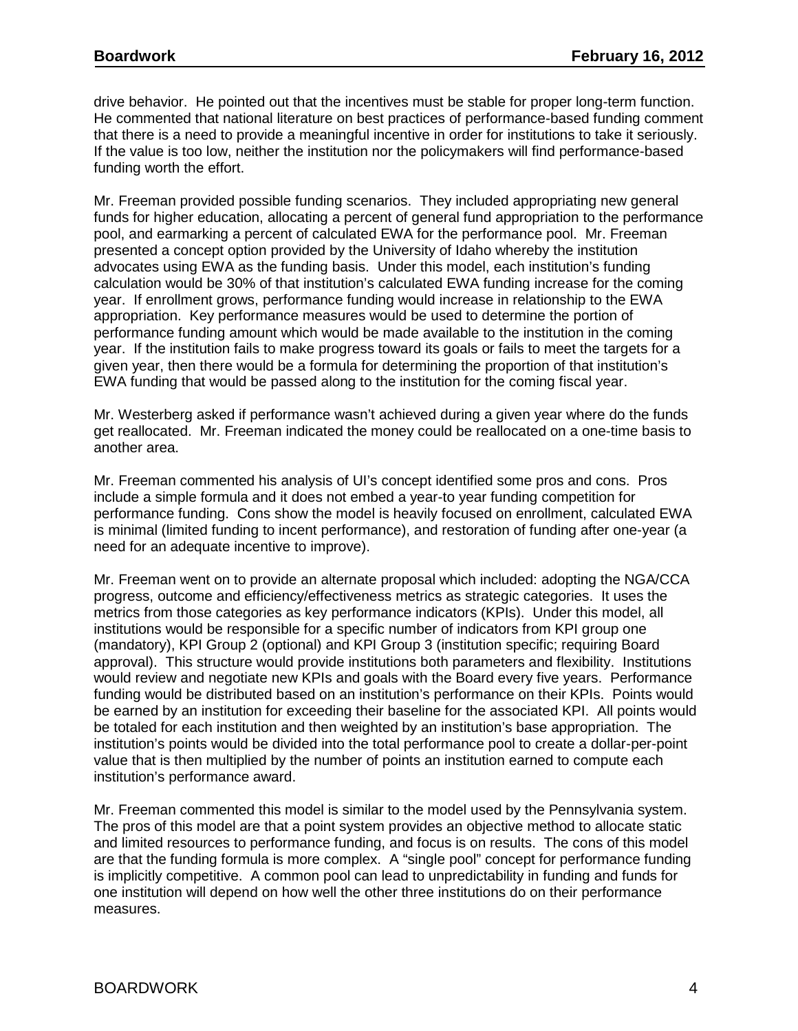drive behavior. He pointed out that the incentives must be stable for proper long-term function. He commented that national literature on best practices of performance-based funding comment that there is a need to provide a meaningful incentive in order for institutions to take it seriously. If the value is too low, neither the institution nor the policymakers will find performance-based funding worth the effort.

Mr. Freeman provided possible funding scenarios. They included appropriating new general funds for higher education, allocating a percent of general fund appropriation to the performance pool, and earmarking a percent of calculated EWA for the performance pool. Mr. Freeman presented a concept option provided by the University of Idaho whereby the institution advocates using EWA as the funding basis. Under this model, each institution's funding calculation would be 30% of that institution's calculated EWA funding increase for the coming year. If enrollment grows, performance funding would increase in relationship to the EWA appropriation. Key performance measures would be used to determine the portion of performance funding amount which would be made available to the institution in the coming year. If the institution fails to make progress toward its goals or fails to meet the targets for a given year, then there would be a formula for determining the proportion of that institution's EWA funding that would be passed along to the institution for the coming fiscal year.

Mr. Westerberg asked if performance wasn't achieved during a given year where do the funds get reallocated. Mr. Freeman indicated the money could be reallocated on a one-time basis to another area.

Mr. Freeman commented his analysis of UI's concept identified some pros and cons. Pros include a simple formula and it does not embed a year-to year funding competition for performance funding. Cons show the model is heavily focused on enrollment, calculated EWA is minimal (limited funding to incent performance), and restoration of funding after one-year (a need for an adequate incentive to improve).

Mr. Freeman went on to provide an alternate proposal which included: adopting the NGA/CCA progress, outcome and efficiency/effectiveness metrics as strategic categories. It uses the metrics from those categories as key performance indicators (KPIs). Under this model, all institutions would be responsible for a specific number of indicators from KPI group one (mandatory), KPI Group 2 (optional) and KPI Group 3 (institution specific; requiring Board approval). This structure would provide institutions both parameters and flexibility. Institutions would review and negotiate new KPIs and goals with the Board every five years. Performance funding would be distributed based on an institution's performance on their KPIs. Points would be earned by an institution for exceeding their baseline for the associated KPI. All points would be totaled for each institution and then weighted by an institution's base appropriation. The institution's points would be divided into the total performance pool to create a dollar-per-point value that is then multiplied by the number of points an institution earned to compute each institution's performance award.

Mr. Freeman commented this model is similar to the model used by the Pennsylvania system. The pros of this model are that a point system provides an objective method to allocate static and limited resources to performance funding, and focus is on results. The cons of this model are that the funding formula is more complex. A "single pool" concept for performance funding is implicitly competitive. A common pool can lead to unpredictability in funding and funds for one institution will depend on how well the other three institutions do on their performance measures.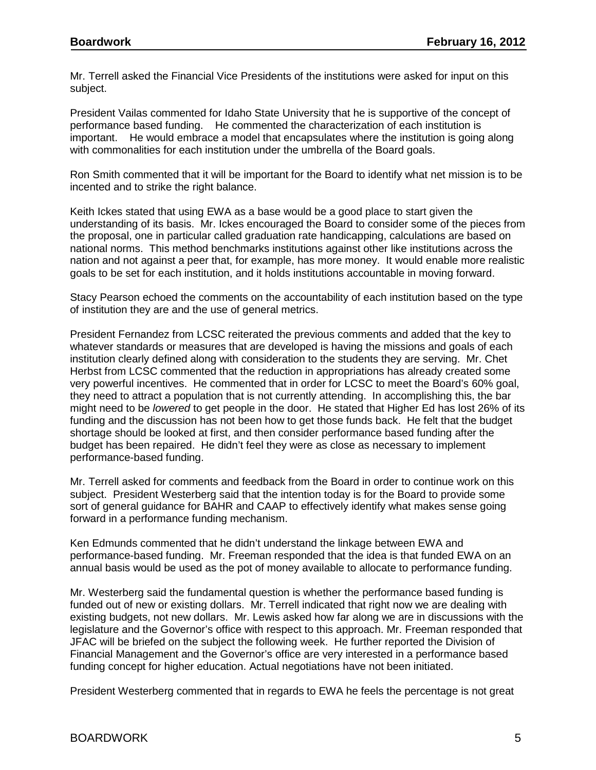Mr. Terrell asked the Financial Vice Presidents of the institutions were asked for input on this subject.

President Vailas commented for Idaho State University that he is supportive of the concept of performance based funding. He commented the characterization of each institution is important. He would embrace a model that encapsulates where the institution is going along with commonalities for each institution under the umbrella of the Board goals.

Ron Smith commented that it will be important for the Board to identify what net mission is to be incented and to strike the right balance.

Keith Ickes stated that using EWA as a base would be a good place to start given the understanding of its basis. Mr. Ickes encouraged the Board to consider some of the pieces from the proposal, one in particular called graduation rate handicapping, calculations are based on national norms. This method benchmarks institutions against other like institutions across the nation and not against a peer that, for example, has more money. It would enable more realistic goals to be set for each institution, and it holds institutions accountable in moving forward.

Stacy Pearson echoed the comments on the accountability of each institution based on the type of institution they are and the use of general metrics.

President Fernandez from LCSC reiterated the previous comments and added that the key to whatever standards or measures that are developed is having the missions and goals of each institution clearly defined along with consideration to the students they are serving. Mr. Chet Herbst from LCSC commented that the reduction in appropriations has already created some very powerful incentives. He commented that in order for LCSC to meet the Board's 60% goal, they need to attract a population that is not currently attending. In accomplishing this, the bar might need to be *lowered* to get people in the door. He stated that Higher Ed has lost 26% of its funding and the discussion has not been how to get those funds back. He felt that the budget shortage should be looked at first, and then consider performance based funding after the budget has been repaired. He didn't feel they were as close as necessary to implement performance-based funding.

Mr. Terrell asked for comments and feedback from the Board in order to continue work on this subject. President Westerberg said that the intention today is for the Board to provide some sort of general guidance for BAHR and CAAP to effectively identify what makes sense going forward in a performance funding mechanism.

Ken Edmunds commented that he didn't understand the linkage between EWA and performance-based funding. Mr. Freeman responded that the idea is that funded EWA on an annual basis would be used as the pot of money available to allocate to performance funding.

Mr. Westerberg said the fundamental question is whether the performance based funding is funded out of new or existing dollars. Mr. Terrell indicated that right now we are dealing with existing budgets, not new dollars. Mr. Lewis asked how far along we are in discussions with the legislature and the Governor's office with respect to this approach. Mr. Freeman responded that JFAC will be briefed on the subject the following week. He further reported the Division of Financial Management and the Governor's office are very interested in a performance based funding concept for higher education. Actual negotiations have not been initiated.

President Westerberg commented that in regards to EWA he feels the percentage is not great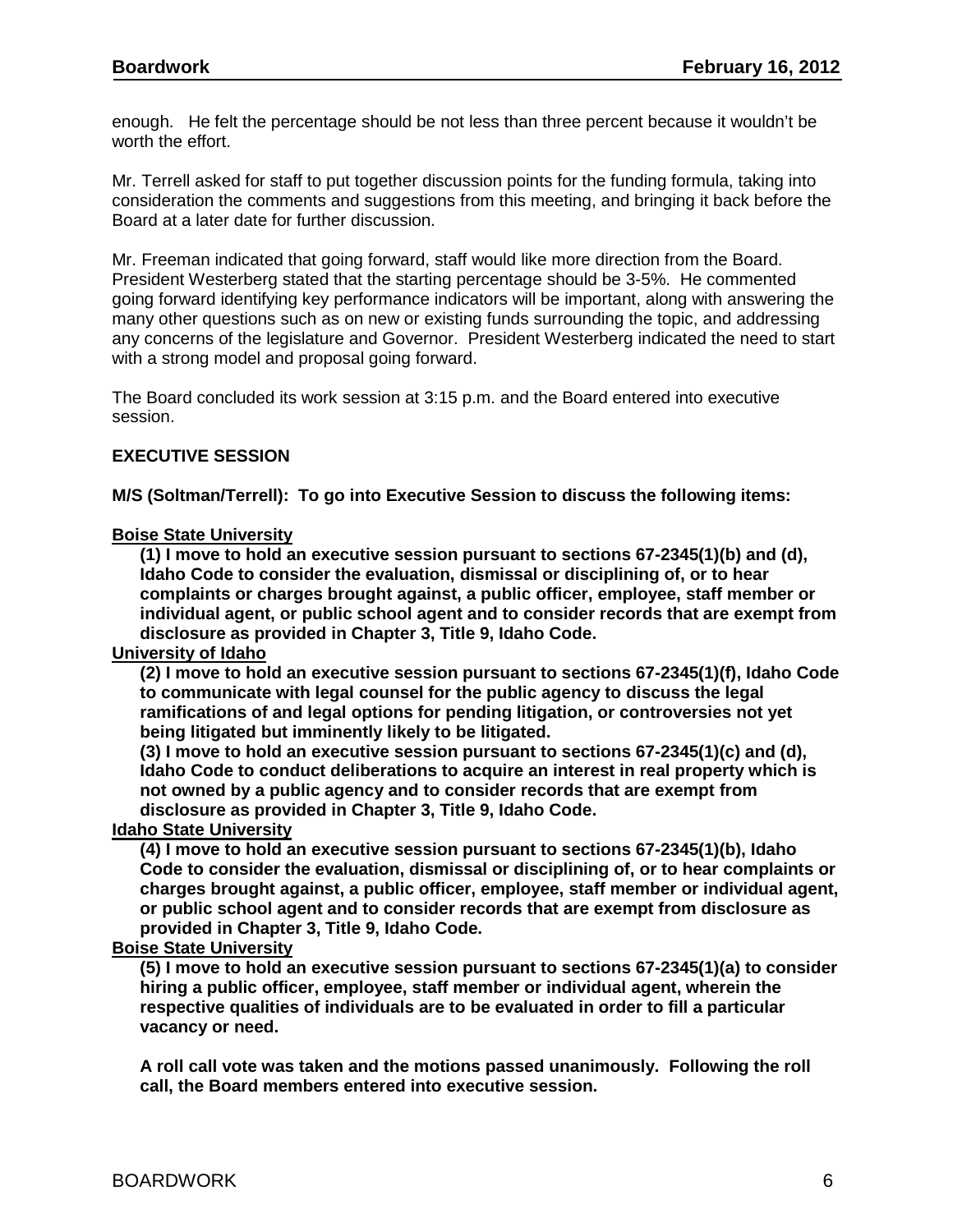enough. He felt the percentage should be not less than three percent because it wouldn't be worth the effort.

Mr. Terrell asked for staff to put together discussion points for the funding formula, taking into consideration the comments and suggestions from this meeting, and bringing it back before the Board at a later date for further discussion.

Mr. Freeman indicated that going forward, staff would like more direction from the Board. President Westerberg stated that the starting percentage should be 3-5%. He commented going forward identifying key performance indicators will be important, along with answering the many other questions such as on new or existing funds surrounding the topic, and addressing any concerns of the legislature and Governor. President Westerberg indicated the need to start with a strong model and proposal going forward.

The Board concluded its work session at 3:15 p.m. and the Board entered into executive session.

**EXECUTIVE SESSION**

**M/S (Soltman/Terrell): To go into Executive Session to discuss the following items:**

**Boise State University**

**(1) I move to hold an executive session pursuant to sections 67-2345(1)(b) and (d), Idaho Code to consider the evaluation, dismissal or disciplining of, or to hear complaints or charges brought against, a public officer, employee, staff member or individual agent, or public school agent and to consider records that are exempt from disclosure as provided in Chapter 3, Title 9, Idaho Code.**

**University of Idaho**

**(2) I move to hold an executive session pursuant to sections 67-2345(1)(f), Idaho Code to communicate with legal counsel for the public agency to discuss the legal ramifications of and legal options for pending litigation, or controversies not yet being litigated but imminently likely to be litigated.**

**(3) I move to hold an executive session pursuant to sections 67-2345(1)(c) and (d), Idaho Code to conduct deliberations to acquire an interest in real property which is not owned by a public agency and to consider records that are exempt from disclosure as provided in Chapter 3, Title 9, Idaho Code.**

**Idaho State University**

**(4) I move to hold an executive session pursuant to sections 67-2345(1)(b), Idaho Code to consider the evaluation, dismissal or disciplining of, or to hear complaints or charges brought against, a public officer, employee, staff member or individual agent, or public school agent and to consider records that are exempt from disclosure as provided in Chapter 3, Title 9, Idaho Code.**

**Boise State University**

**(5) I move to hold an executive session pursuant to sections 67-2345(1)(a) to consider hiring a public officer, employee, staff member or individual agent, wherein the respective qualities of individuals are to be evaluated in order to fill a particular vacancy or need.**

**A roll call vote was taken and the motions passed unanimously. Following the roll call, the Board members entered into executive session.**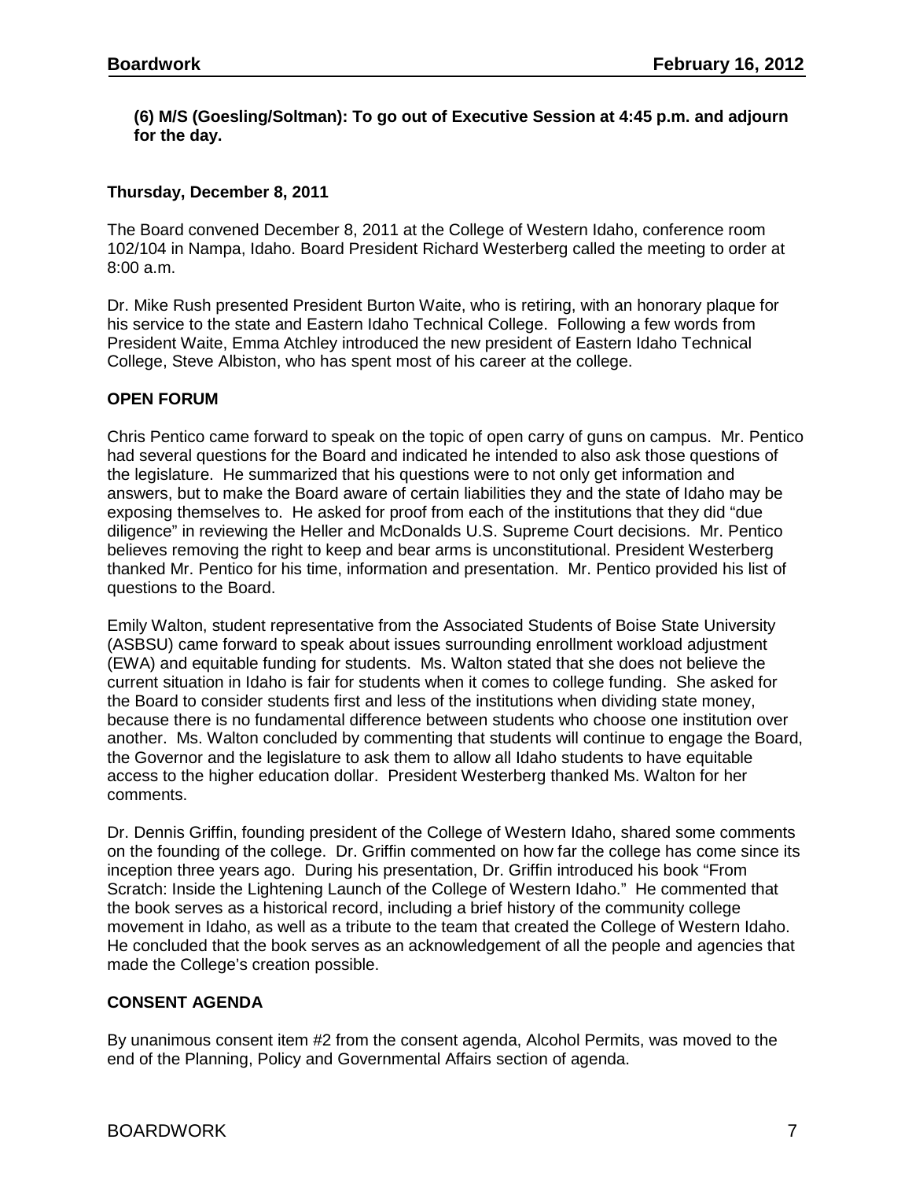**(6) M/S (Goesling/Soltman): To go out of Executive Session at 4:45 p.m. and adjourn for the day.**

**Thursday, December 8, 2011**

The Board convened December 8, 2011 at the College of Western Idaho, conference room 102/104 in Nampa, Idaho. Board President Richard Westerberg called the meeting to order at 8:00 a.m.

Dr. Mike Rush presented President Burton Waite, who is retiring, with an honorary plaque for his service to the state and Eastern Idaho Technical College. Following a few words from President Waite, Emma Atchley introduced the new president of Eastern Idaho Technical College, Steve Albiston, who has spent most of his career at the college.

## OPEN FORUM

Chris Pentico came forward to speak on the topic of open carry of guns on campus. Mr. Pentico had several questions for the Board and indicated he intended to also ask those questions of the legislature. He summarized that his questions were to not only get information and answers, but to make the Board aware of certain liabilities they and the state of Idaho may be exposing themselves to. He asked for proof from each of the institutions that they did "due diligence" in reviewing the Heller and McDonalds U.S. Supreme Court decisions. Mr. Pentico believes removing the right to keep and bear arms is unconstitutional. President Westerberg thanked Mr. Pentico for his time, information and presentation. Mr. Pentico provided his list of questions to the Board.

Emily Walton, student representative from the Associated Students of Boise State University (ASBSU) came forward to speak about issues surrounding enrollment workload adjustment (EWA) and equitable funding for students. Ms. Walton stated that she does not believe the current situation in Idaho is fair for students when it comes to college funding. She asked for the Board to consider students first and less of the institutions when dividing state money, because there is no fundamental difference between students who choose one institution over another. Ms. Walton concluded by commenting that students will continue to engage the Board, the Governor and the legislature to ask them to allow all Idaho students to have equitable access to the higher education dollar. President Westerberg thanked Ms. Walton for her comments.

Dr. Dennis Griffin, founding president of the College of Western Idaho, shared some comments on the founding of the college. Dr. Griffin commented on how far the college has come since its inception three years ago. During his presentation, Dr. Griffin introduced his book "From Scratch: Inside the Lightening Launch of the College of Western Idaho." He commented that the book serves as a historical record, including a brief history of the community college movement in Idaho, as well as a tribute to the team that created the College of Western Idaho. He concluded that the book serves as an acknowledgement of all the people and agencies that made the College's creation possible.

## CONSENT AGENDA

By unanimous consent item #2 from the consent agenda, Alcohol Permits, was moved to the end of the Planning, Policy and Governmental Affairs section of agenda.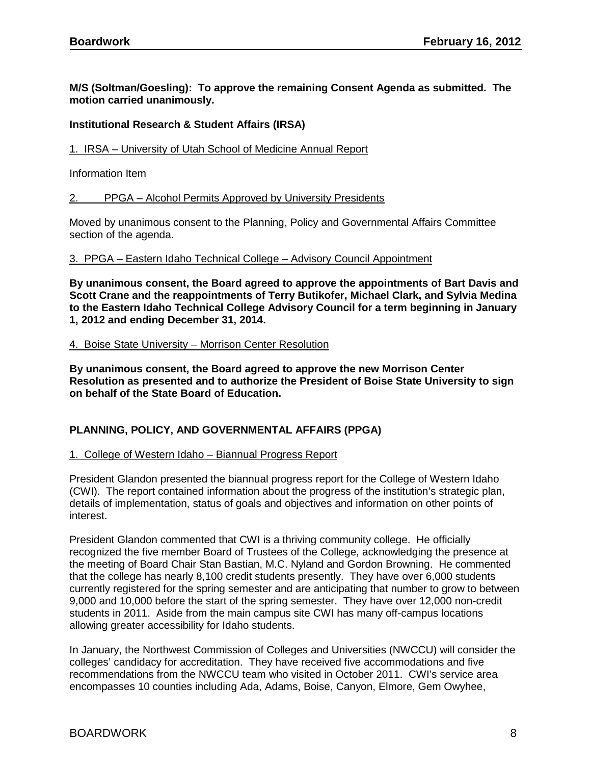**M/S (Soltman/Goesling): To approve the remaining Consent Agenda as submitted. The motion carried unanimously.**

**Institutional Research & Student Affairs (IRSA)**

1. IRSA – University of Utah School of Medicine Annual Report

Information Item

2. PPGA – Alcohol Permits Approved by University Presidents

Moved by unanimous consent to the Planning, Policy and Governmental Affairs Committee section of the agenda.

3. PPGA – Eastern Idaho Technical College – Advisory Council Appointment

**By unanimous consent, the Board agreed to approve the appointments of Bart Davis and Scott Crane and the reappointments of Terry Butikofer, Michael Clark, and Sylvia Medina to the Eastern Idaho Technical College Advisory Council for a term beginning in January 1, 2012 and ending December 31, 2014.**

4. Boise State University – Morrison Center Resolution

**By unanimous consent, the Board agreed to approve the new Morrison Center Resolution as presented and to authorize the President of Boise State University to sign on behalf of the State Board of Education.**

## PLANNING, POLICY, AND GOVERNMENTAL AFFAIRS (PPGA)

1. College of Western Idaho – Biannual Progress Report

President Glandon presented the biannual progress report for the College of Western Idaho (CWI). The report contained information about the progress of the institution's strategic plan, details of implementation, status of goals and objectives and information on other points of interest.

President Glandon commented that CWI is a thriving community college. He officially recognized the five member Board of Trustees of the College, acknowledging the presence at the meeting of Board Chair Stan Bastian, M.C. Nyland and Gordon Browning. He commented that the college has nearly 8,100 credit students presently. They have over 6,000 students currently registered for the spring semester and are anticipating that number to grow to between 9,000 and 10,000 before the start of the spring semester. They have over 12,000 non-credit students in 2011. Aside from the main campus site CWI has many off-campus locations allowing greater accessibility for Idaho students.

In January, the Northwest Commission of Colleges and Universities (NWCCU) will consider the colleges' candidacy for accreditation. They have received five accommodations and five recommendations from the NWCCU team who visited in October 2011. CWI's service area encompasses 10 counties including Ada, Adams, Boise, Canyon, Elmore, Gem Owyhee,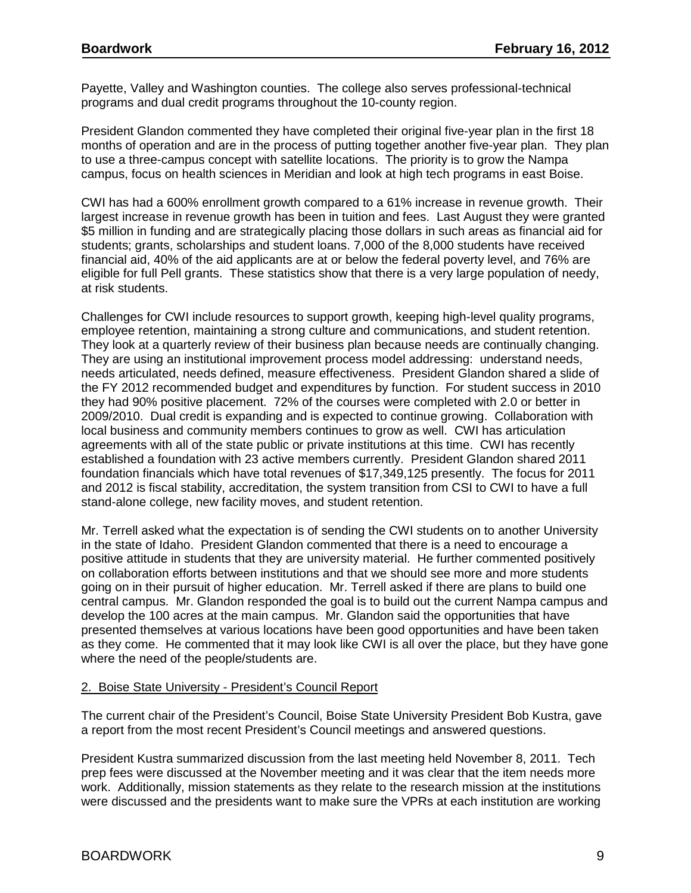Payette, Valley and Washington counties. The college also serves professional-technical programs and dual credit programs throughout the 10-county region.

President Glandon commented they have completed their original five-year plan in the first 18 months of operation and are in the process of putting together another five-year plan. They plan to use a three-campus concept with satellite locations. The priority is to grow the Nampa campus, focus on health sciences in Meridian and look at high tech programs in east Boise.

CWI has had a 600% enrollment growth compared to a 61% increase in revenue growth. Their largest increase in revenue growth has been in tuition and fees. Last August they were granted \$5 million in funding and are strategically placing those dollars in such areas as financial aid for students; grants, scholarships and student loans. 7,000 of the 8,000 students have received financial aid, 40% of the aid applicants are at or below the federal poverty level, and 76% are eligible for full Pell grants. These statistics show that there is a very large population of needy, at risk students.

Challenges for CWI include resources to support growth, keeping high-level quality programs, employee retention, maintaining a strong culture and communications, and student retention. They look at a quarterly review of their business plan because needs are continually changing. They are using an institutional improvement process model addressing: understand needs, needs articulated, needs defined, measure effectiveness. President Glandon shared a slide of the FY 2012 recommended budget and expenditures by function. For student success in 2010 they had 90% positive placement. 72% of the courses were completed with 2.0 or better in 2009/2010. Dual credit is expanding and is expected to continue growing. Collaboration with local business and community members continues to grow as well. CWI has articulation agreements with all of the state public or private institutions at this time. CWI has recently established a foundation with 23 active members currently. President Glandon shared 2011 foundation financials which have total revenues of \$17,349,125 presently. The focus for 2011 and 2012 is fiscal stability, accreditation, the system transition from CSI to CWI to have a full stand-alone college, new facility moves, and student retention.

Mr. Terrell asked what the expectation is of sending the CWI students on to another University in the state of Idaho. President Glandon commented that there is a need to encourage a positive attitude in students that they are university material. He further commented positively on collaboration efforts between institutions and that we should see more and more students going on in their pursuit of higher education. Mr. Terrell asked if there are plans to build one central campus. Mr. Glandon responded the goal is to build out the current Nampa campus and develop the 100 acres at the main campus. Mr. Glandon said the opportunities that have presented themselves at various locations have been good opportunities and have been taken as they come. He commented that it may look like CWI is all over the place, but they have gone where the need of the people/students are.

2. Boise State University - President's Council Report

The current chair of the President's Council, Boise State University President Bob Kustra, gave a report from the most recent President's Council meetings and answered questions.

President Kustra summarized discussion from the last meeting held November 8, 2011. Tech prep fees were discussed at the November meeting and it was clear that the item needs more work. Additionally, mission statements as they relate to the research mission at the institutions were discussed and the presidents want to make sure the VPRs at each institution are working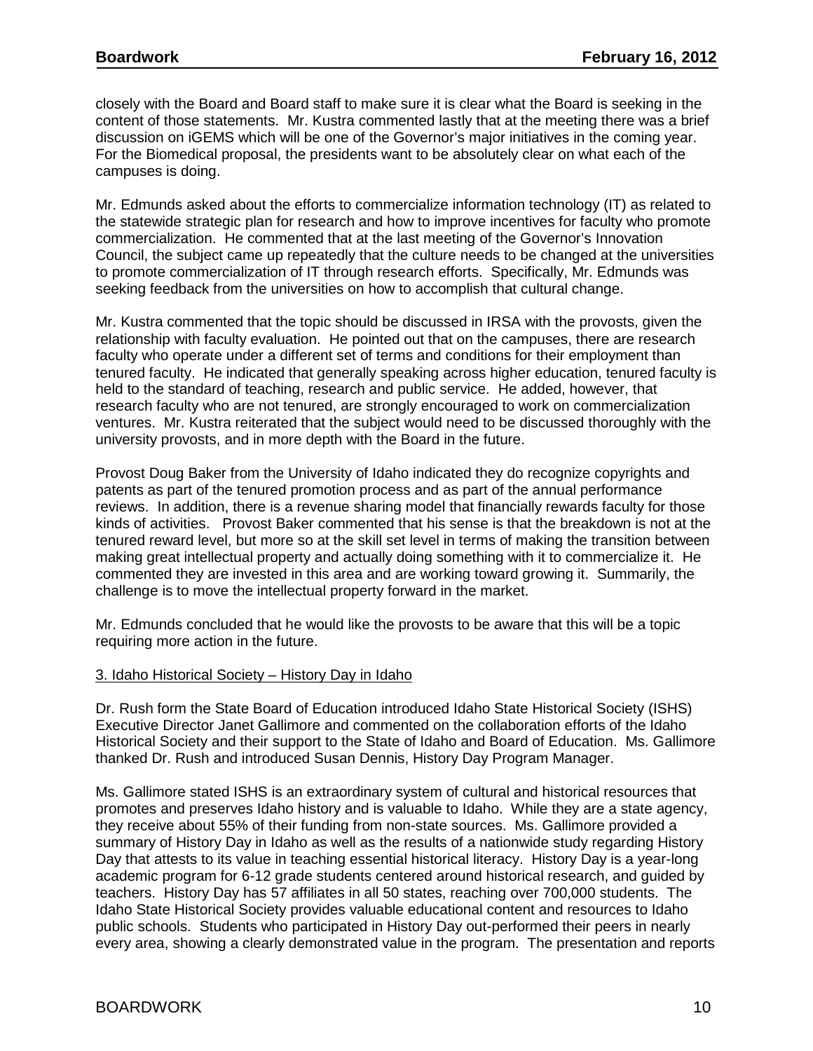closely with the Board and Board staff to make sure it is clear what the Board is seeking in the content of those statements. Mr. Kustra commented lastly that at the meeting there was a brief discussion on iGEMS which will be one of the Governor's major initiatives in the coming year. For the Biomedical proposal, the presidents want to be absolutely clear on what each of the campuses is doing.

Mr. Edmunds asked about the efforts to commercialize information technology (IT) as related to the statewide strategic plan for research and how to improve incentives for faculty who promote commercialization. He commented that at the last meeting of the Governor's Innovation Council, the subject came up repeatedly that the culture needs to be changed at the universities to promote commercialization of IT through research efforts. Specifically, Mr. Edmunds was seeking feedback from the universities on how to accomplish that cultural change.

Mr. Kustra commented that the topic should be discussed in IRSA with the provosts, given the relationship with faculty evaluation. He pointed out that on the campuses, there are research faculty who operate under a different set of terms and conditions for their employment than tenured faculty. He indicated that generally speaking across higher education, tenured faculty is held to the standard of teaching, research and public service. He added, however, that research faculty who are not tenured, are strongly encouraged to work on commercialization ventures. Mr. Kustra reiterated that the subject would need to be discussed thoroughly with the university provosts, and in more depth with the Board in the future.

Provost Doug Baker from the University of Idaho indicated they do recognize copyrights and patents as part of the tenured promotion process and as part of the annual performance reviews. In addition, there is a revenue sharing model that financially rewards faculty for those kinds of activities. Provost Baker commented that his sense is that the breakdown is not at the tenured reward level, but more so at the skill set level in terms of making the transition between making great intellectual property and actually doing something with it to commercialize it. He commented they are invested in this area and are working toward growing it. Summarily, the challenge is to move the intellectual property forward in the market.

Mr. Edmunds concluded that he would like the provosts to be aware that this will be a topic requiring more action in the future.

3. Idaho Historical Society – History Day in Idaho

Dr. Rush form the State Board of Education introduced Idaho State Historical Society (ISHS) Executive Director Janet Gallimore and commented on the collaboration efforts of the Idaho Historical Society and their support to the State of Idaho and Board of Education. Ms. Gallimore thanked Dr. Rush and introduced Susan Dennis, History Day Program Manager.

Ms. Gallimore stated ISHS is an extraordinary system of cultural and historical resources that promotes and preserves Idaho history and is valuable to Idaho. While they are a state agency, they receive about 55% of their funding from non-state sources. Ms. Gallimore provided a summary of History Day in Idaho as well as the results of a nationwide study regarding History Day that attests to its value in teaching essential historical literacy. History Day is a year-long academic program for 6-12 grade students centered around historical research, and guided by teachers. History Day has 57 affiliates in all 50 states, reaching over 700,000 students. The Idaho State Historical Society provides valuable educational content and resources to Idaho public schools. Students who participated in History Day out-performed their peers in nearly every area, showing a clearly demonstrated value in the program. The presentation and reports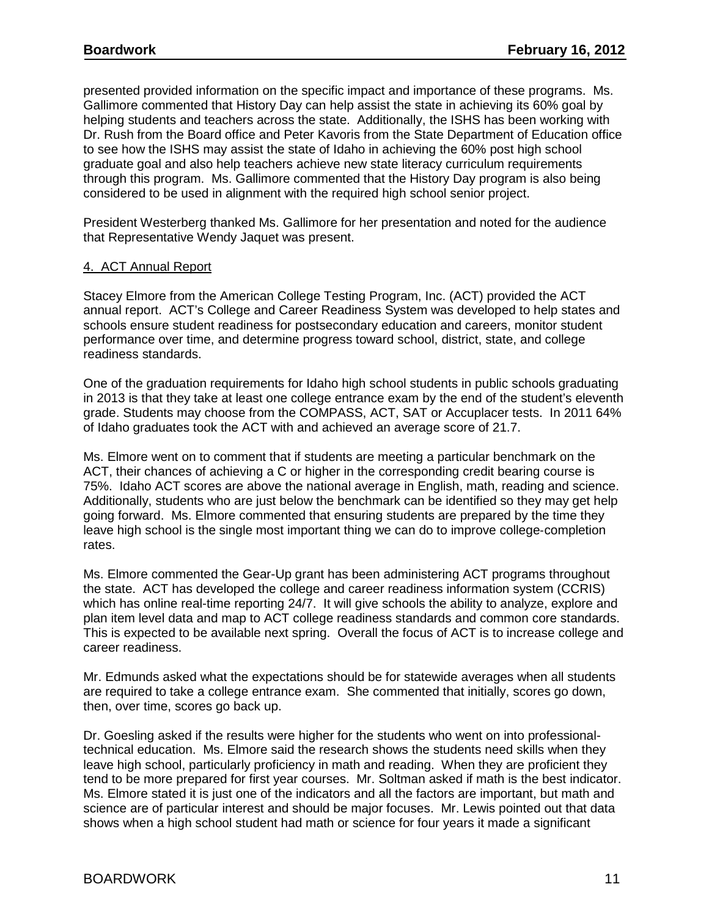presented provided information on the specific impact and importance of these programs. Ms. Gallimore commented that History Day can help assist the state in achieving its 60% goal by helping students and teachers across the state. Additionally, the ISHS has been working with Dr. Rush from the Board office and Peter Kavoris from the State Department of Education office to see how the ISHS may assist the state of Idaho in achieving the 60% post high school graduate goal and also help teachers achieve new state literacy curriculum requirements through this program. Ms. Gallimore commented that the History Day program is also being considered to be used in alignment with the required high school senior project.

President Westerberg thanked Ms. Gallimore for her presentation and noted for the audience that Representative Wendy Jaquet was present.

4. ACT Annual Report

Stacey Elmore from the American College Testing Program, Inc. (ACT) provided the ACT annual report. ACT's College and Career Readiness System was developed to help states and schools ensure student readiness for postsecondary education and careers, monitor student performance over time, and determine progress toward school, district, state, and college readiness standards.

One of the graduation requirements for Idaho high school students in public schools graduating in 2013 is that they take at least one college entrance exam by the end of the student's eleventh grade. Students may choose from the COMPASS, ACT, SAT or Accuplacer tests. In 2011 64% of Idaho graduates took the ACT with and achieved an average score of 21.7.

Ms. Elmore went on to comment that if students are meeting a particular benchmark on the ACT, their chances of achieving a C or higher in the corresponding credit bearing course is 75%. Idaho ACT scores are above the national average in English, math, reading and science. Additionally, students who are just below the benchmark can be identified so they may get help going forward. Ms. Elmore commented that ensuring students are prepared by the time they leave high school is the single most important thing we can do to improve college-completion rates.

Ms. Elmore commented the Gear-Up grant has been administering ACT programs throughout the state. ACT has developed the college and career readiness information system (CCRIS) which has online real-time reporting 24/7. It will give schools the ability to analyze, explore and plan item level data and map to ACT college readiness standards and common core standards. This is expected to be available next spring. Overall the focus of ACT is to increase college and career readiness.

Mr. Edmunds asked what the expectations should be for statewide averages when all students are required to take a college entrance exam. She commented that initially, scores go down, then, over time, scores go back up.

Dr. Goesling asked if the results were higher for the students who went on into professional-technical education. Ms. Elmore said the research shows the students need skills when they leave high school, particularly proficiency in math and reading. When they are proficient they tend to be more prepared for first year courses. Mr. Soltman asked if math is the best indicator. Ms. Elmore stated it is just one of the indicators and all the factors are important, but math and science are of particular interest and should be major focuses. Mr. Lewis pointed out that data shows when a high school student had math or science for four years it made a significant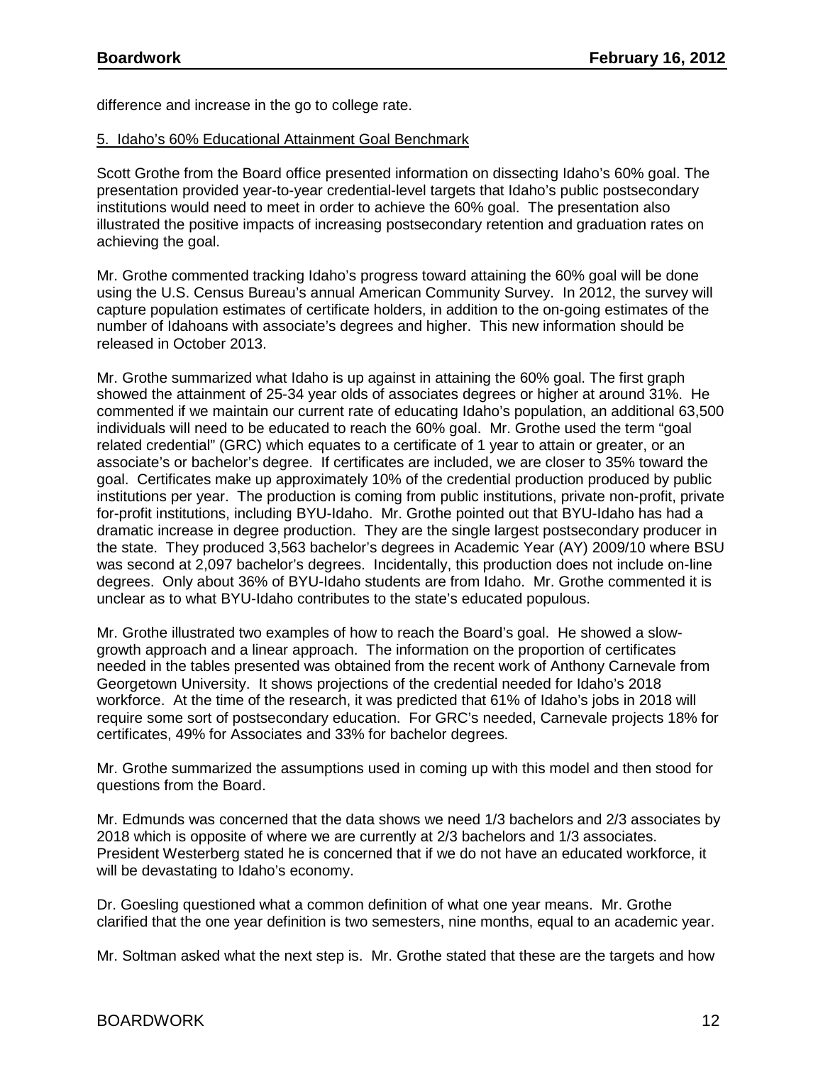difference and increase in the go to college rate.

5. Idaho's 60% Educational Attainment Goal Benchmark

Scott Grothe from the Board office presented information on dissecting Idaho's 60% goal. The presentation provided year-to-year credential-level targets that Idaho's public postsecondary institutions would need to meet in order to achieve the 60% goal. The presentation also illustrated the positive impacts of increasing postsecondary retention and graduation rates on achieving the goal.

Mr. Grothe commented tracking Idaho's progress toward attaining the 60% goal will be done using the U.S. Census Bureau's annual American Community Survey. In 2012, the survey will capture population estimates of certificate holders, in addition to the on-going estimates of the number of Idahoans with associate's degrees and higher. This new information should be released in October 2013.

Mr. Grothe summarized what Idaho is up against in attaining the 60% goal. The first graph showed the attainment of 25-34 year olds of associates degrees or higher at around 31%. He commented if we maintain our current rate of educating Idaho's population, an additional 63,500 individuals will need to be educated to reach the 60% goal. Mr. Grothe used the term "goal related credential" (GRC) which equates to a certificate of 1 year to attain or greater, or an associate's or bachelor's degree. If certificates are included, we are closer to 35% toward the goal. Certificates make up approximately 10% of the credential production produced by public institutions per year. The production is coming from public institutions, private non-profit, private for-profit institutions, including BYU-Idaho. Mr. Grothe pointed out that BYU-Idaho has had a dramatic increase in degree production. They are the single largest postsecondary producer in the state. They produced 3,563 bachelor's degrees in Academic Year (AY) 2009/10 where BSU was second at 2,097 bachelor's degrees. Incidentally, this production does not include on-line degrees. Only about 36% of BYU-Idaho students are from Idaho. Mr. Grothe commented it is unclear as to what BYU-Idaho contributes to the state's educated populous.

Mr. Grothe illustrated two examples of how to reach the Board's goal. He showed a slow-growth approach and a linear approach. The information on the proportion of certificates needed in the tables presented was obtained from the recent work of Anthony Carnevale from Georgetown University. It shows projections of the credential needed for Idaho's 2018 workforce. At the time of the research, it was predicted that 61% of Idaho's jobs in 2018 will require some sort of postsecondary education. For GRC's needed, Carnevale projects 18% for certificates, 49% for Associates and 33% for bachelor degrees.

Mr. Grothe summarized the assumptions used in coming up with this model and then stood for questions from the Board.

Mr. Edmunds was concerned that the data shows we need 1/3 bachelors and 2/3 associates by 2018 which is opposite of where we are currently at 2/3 bachelors and 1/3 associates. President Westerberg stated he is concerned that if we do not have an educated workforce, it will be devastating to Idaho's economy.

Dr. Goesling questioned what a common definition of what one year means. Mr. Grothe clarified that the one year definition is two semesters, nine months, equal to an academic year.

Mr. Soltman asked what the next step is. Mr. Grothe stated that these are the targets and how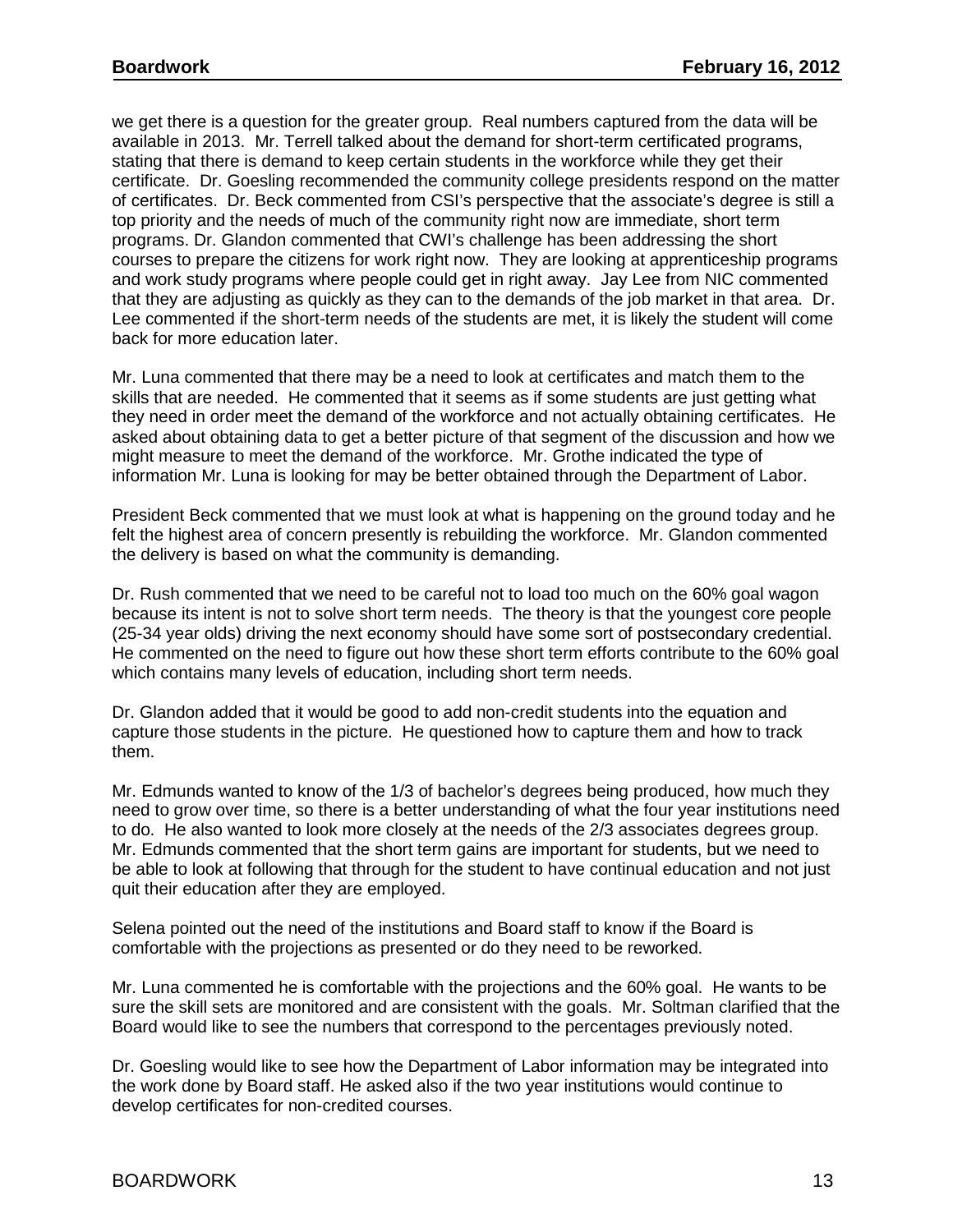we get there is a question for the greater group. Real numbers captured from the data will be available in 2013. Mr. Terrell talked about the demand for short-term certificated programs, stating that there is demand to keep certain students in the workforce while they get their certificate. Dr. Goesling recommended the community college presidents respond on the matter of certificates. Dr. Beck commented from CSI's perspective that the associate's degree is still a top priority and the needs of much of the community right now are immediate, short term programs. Dr. Glandon commented that CWI's challenge has been addressing the short courses to prepare the citizens for work right now. They are looking at apprenticeship programs and work study programs where people could get in right away. Jay Lee from NIC commented that they are adjusting as quickly as they can to the demands of the job market in that area. Dr. Lee commented if the short-term needs of the students are met, it is likely the student will come back for more education later.

Mr. Luna commented that there may be a need to look at certificates and match them to the skills that are needed. He commented that it seems as if some students are just getting what they need in order meet the demand of the workforce and not actually obtaining certificates. He asked about obtaining data to get a better picture of that segment of the discussion and how we might measure to meet the demand of the workforce. Mr. Grothe indicated the type of information Mr. Luna is looking for may be better obtained through the Department of Labor.

President Beck commented that we must look at what is happening on the ground today and he felt the highest area of concern presently is rebuilding the workforce. Mr. Glandon commented the delivery is based on what the community is demanding.

Dr. Rush commented that we need to be careful not to load too much on the 60% goal wagon because its intent is not to solve short term needs. The theory is that the youngest core people (25-34 year olds) driving the next economy should have some sort of postsecondary credential. He commented on the need to figure out how these short term efforts contribute to the 60% goal which contains many levels of education, including short term needs.

Dr. Glandon added that it would be good to add non-credit students into the equation and capture those students in the picture. He questioned how to capture them and how to track them.

Mr. Edmunds wanted to know of the 1/3 of bachelor's degrees being produced, how much they need to grow over time, so there is a better understanding of what the four year institutions need to do. He also wanted to look more closely at the needs of the 2/3 associates degrees group. Mr. Edmunds commented that the short term gains are important for students, but we need to be able to look at following that through for the student to have continual education and not just quit their education after they are employed.

Selena pointed out the need of the institutions and Board staff to know if the Board is comfortable with the projections as presented or do they need to be reworked.

Mr. Luna commented he is comfortable with the projections and the 60% goal. He wants to be sure the skill sets are monitored and are consistent with the goals. Mr. Soltman clarified that the Board would like to see the numbers that correspond to the percentages previously noted.

Dr. Goesling would like to see how the Department of Labor information may be integrated into the work done by Board staff. He asked also if the two year institutions would continue to develop certificates for non-credited courses.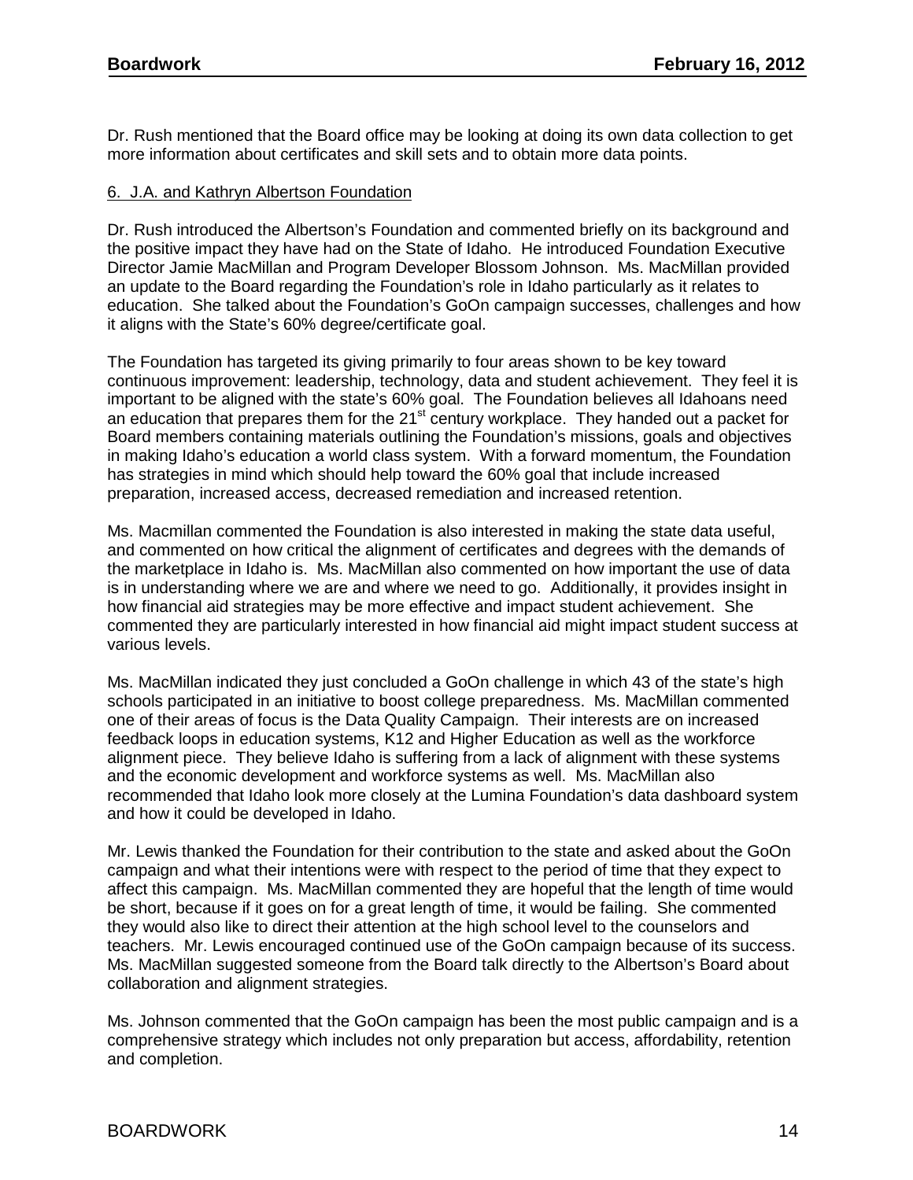Dr. Rush mentioned that the Board office may be looking at doing its own data collection to get more information about certificates and skill sets and to obtain more data points.

6. J.A. and Kathryn Albertson Foundation

Dr. Rush introduced the Albertson's Foundation and commented briefly on its background and the positive impact they have had on the State of Idaho. He introduced Foundation Executive Director Jamie MacMillan and Program Developer Blossom Johnson. Ms. MacMillan provided an update to the Board regarding the Foundation's role in Idaho particularly as it relates to education. She talked about the Foundation's GoOn campaign successes, challenges and how it aligns with the State's 60% degree/certificate goal.

The Foundation has targeted its giving primarily to four areas shown to be key toward continuous improvement: leadership, technology, data and student achievement. They feel it is important to be aligned with the state's 60% goal. The Foundation believes all Idahoans need an education that prepares them for the 21st century workplace. They handed out a packet for Board members containing materials outlining the Foundation's missions, goals and objectives in making Idaho's education a world class system. With a forward momentum, the Foundation has strategies in mind which should help toward the 60% goal that include increased preparation, increased access, decreased remediation and increased retention.

Ms. Macmillan commented the Foundation is also interested in making the state data useful, and commented on how critical the alignment of certificates and degrees with the demands of the marketplace in Idaho is. Ms. MacMillan also commented on how important the use of data is in understanding where we are and where we need to go. Additionally, it provides insight in how financial aid strategies may be more effective and impact student achievement. She commented they are particularly interested in how financial aid might impact student success at various levels.

Ms. MacMillan indicated they just concluded a GoOn challenge in which 43 of the state's high schools participated in an initiative to boost college preparedness. Ms. MacMillan commented one of their areas of focus is the Data Quality Campaign. Their interests are on increased feedback loops in education systems, K12 and Higher Education as well as the workforce alignment piece. They believe Idaho is suffering from a lack of alignment with these systems and the economic development and workforce systems as well. Ms. MacMillan also recommended that Idaho look more closely at the Lumina Foundation's data dashboard system and how it could be developed in Idaho.

Mr. Lewis thanked the Foundation for their contribution to the state and asked about the GoOn campaign and what their intentions were with respect to the period of time that they expect to affect this campaign. Ms. MacMillan commented they are hopeful that the length of time would be short, because if it goes on for a great length of time, it would be failing. She commented they would also like to direct their attention at the high school level to the counselors and teachers. Mr. Lewis encouraged continued use of the GoOn campaign because of its success. Ms. MacMillan suggested someone from the Board talk directly to the Albertson's Board about collaboration and alignment strategies.

Ms. Johnson commented that the GoOn campaign has been the most public campaign and is a comprehensive strategy which includes not only preparation but access, affordability, retention and completion.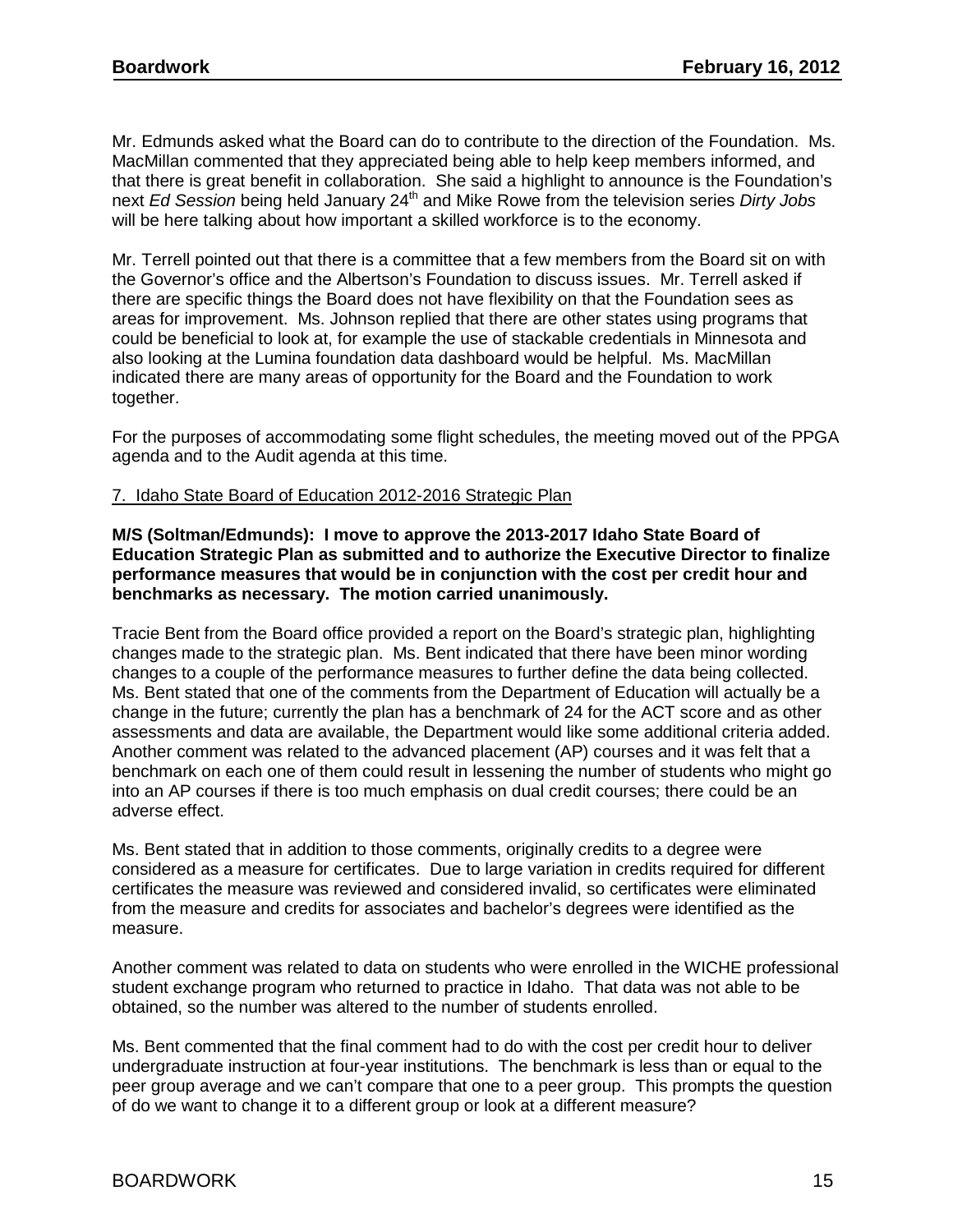Mr. Edmunds asked what the Board can do to contribute to the direction of the Foundation. Ms. MacMillan commented that they appreciated being able to help keep members informed, and that there is great benefit in collaboration. She said a highlight to announce is the Foundation's next *Ed Session* being held January 24th and Mike Rowe from the television series *Dirty Jobs* will be here talking about how important a skilled workforce is to the economy.

Mr. Terrell pointed out that there is a committee that a few members from the Board sit on with the Governor's office and the Albertson's Foundation to discuss issues. Mr. Terrell asked if there are specific things the Board does not have flexibility on that the Foundation sees as areas for improvement. Ms. Johnson replied that there are other states using programs that could be beneficial to look at, for example the use of stackable credentials in Minnesota and also looking at the Lumina foundation data dashboard would be helpful. Ms. MacMillan indicated there are many areas of opportunity for the Board and the Foundation to work together.

For the purposes of accommodating some flight schedules, the meeting moved out of the PPGA agenda and to the Audit agenda at this time.

7. Idaho State Board of Education 2012-2016 Strategic Plan

**M/S (Soltman/Edmunds): I move to approve the 2013-2017 Idaho State Board of Education Strategic Plan as submitted and to authorize the Executive Director to finalize performance measures that would be in conjunction with the cost per credit hour and benchmarks as necessary. The motion carried unanimously.**

Tracie Bent from the Board office provided a report on the Board's strategic plan, highlighting changes made to the strategic plan. Ms. Bent indicated that there have been minor wording changes to a couple of the performance measures to further define the data being collected. Ms. Bent stated that one of the comments from the Department of Education will actually be a change in the future; currently the plan has a benchmark of 24 for the ACT score and as other assessments and data are available, the Department would like some additional criteria added. Another comment was related to the advanced placement (AP) courses and it was felt that a benchmark on each one of them could result in lessening the number of students who might go into an AP courses if there is too much emphasis on dual credit courses; there could be an adverse effect.

Ms. Bent stated that in addition to those comments, originally credits to a degree were considered as a measure for certificates. Due to large variation in credits required for different certificates the measure was reviewed and considered invalid, so certificates were eliminated from the measure and credits for associates and bachelor's degrees were identified as the measure.

Another comment was related to data on students who were enrolled in the WICHE professional student exchange program who returned to practice in Idaho. That data was not able to be obtained, so the number was altered to the number of students enrolled.

Ms. Bent commented that the final comment had to do with the cost per credit hour to deliver undergraduate instruction at four-year institutions. The benchmark is less than or equal to the peer group average and we can't compare that one to a peer group. This prompts the question of do we want to change it to a different group or look at a different measure?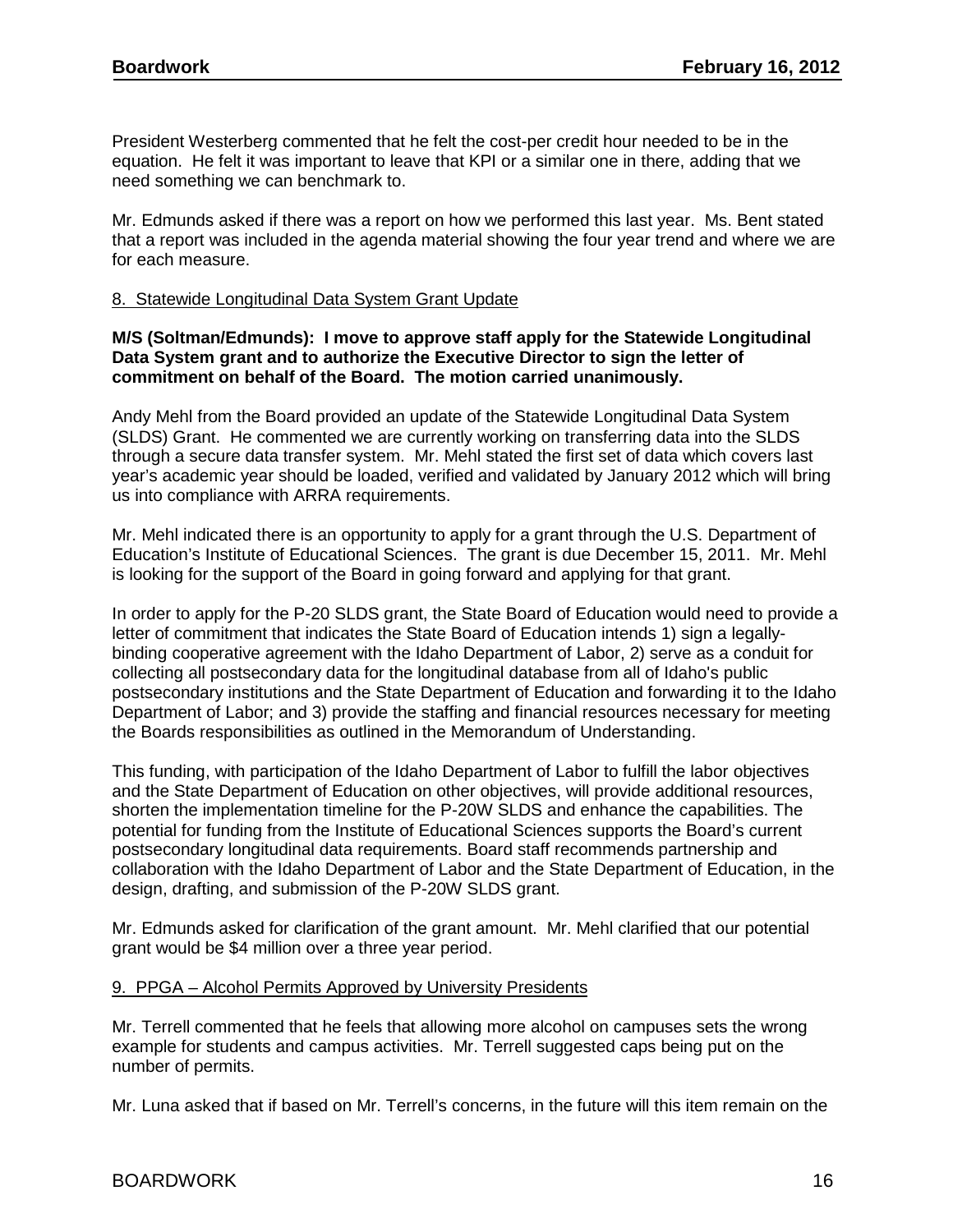President Westerberg commented that he felt the cost-per credit hour needed to be in the equation. He felt it was important to leave that KPI or a similar one in there, adding that we need something we can benchmark to.

Mr. Edmunds asked if there was a report on how we performed this last year. Ms. Bent stated that a report was included in the agenda material showing the four year trend and where we are for each measure.

8. Statewide Longitudinal Data System Grant Update

**M/S (Soltman/Edmunds): I move to approve staff apply for the Statewide Longitudinal Data System grant and to authorize the Executive Director to sign the letter of commitment on behalf of the Board. The motion carried unanimously.**

Andy Mehl from the Board provided an update of the Statewide Longitudinal Data System (SLDS) Grant. He commented we are currently working on transferring data into the SLDS through a secure data transfer system. Mr. Mehl stated the first set of data which covers last year's academic year should be loaded, verified and validated by January 2012 which will bring us into compliance with ARRA requirements.

Mr. Mehl indicated there is an opportunity to apply for a grant through the U.S. Department of Education's Institute of Educational Sciences. The grant is due December 15, 2011. Mr. Mehl is looking for the support of the Board in going forward and applying for that grant.

In order to apply for the P-20 SLDS grant, the State Board of Education would need to provide a letter of commitment that indicates the State Board of Education intends 1) sign a legally-binding cooperative agreement with the Idaho Department of Labor, 2) serve as a conduit for collecting all postsecondary data for the longitudinal database from all of Idaho's public postsecondary institutions and the State Department of Education and forwarding it to the Idaho Department of Labor; and 3) provide the staffing and financial resources necessary for meeting the Boards responsibilities as outlined in the Memorandum of Understanding.

This funding, with participation of the Idaho Department of Labor to fulfill the labor objectives and the State Department of Education on other objectives, will provide additional resources, shorten the implementation timeline for the P-20W SLDS and enhance the capabilities. The potential for funding from the Institute of Educational Sciences supports the Board's current postsecondary longitudinal data requirements. Board staff recommends partnership and collaboration with the Idaho Department of Labor and the State Department of Education, in the design, drafting, and submission of the P-20W SLDS grant.

Mr. Edmunds asked for clarification of the grant amount. Mr. Mehl clarified that our potential grant would be $4 million over a three year period.

9. PPGA – Alcohol Permits Approved by University Presidents

Mr. Terrell commented that he feels that allowing more alcohol on campuses sets the wrong example for students and campus activities. Mr. Terrell suggested caps being put on the number of permits.

Mr. Luna asked that if based on Mr. Terrell's concerns, in the future will this item remain on the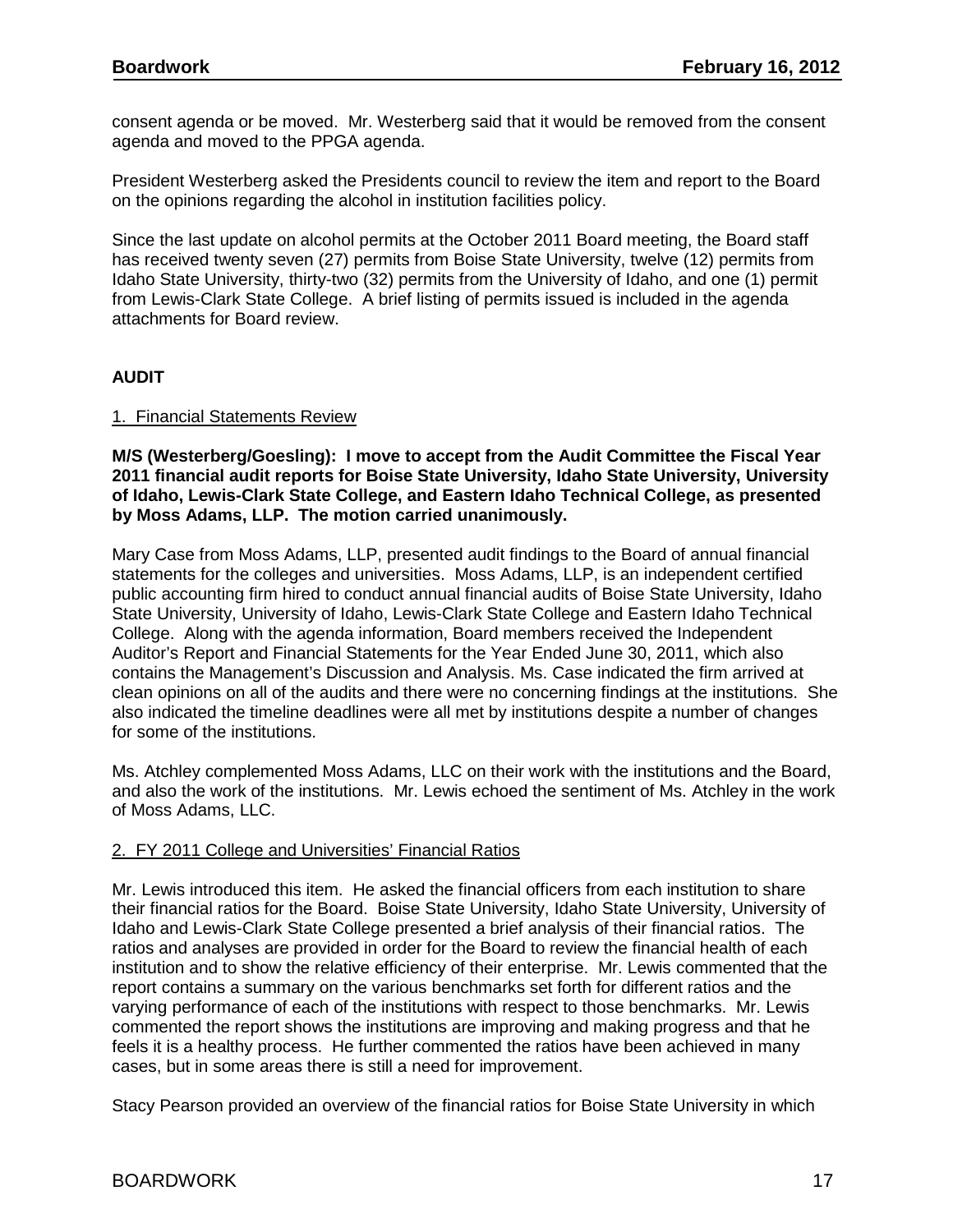consent agenda or be moved. Mr. Westerberg said that it would be removed from the consent agenda and moved to the PPGA agenda.

President Westerberg asked the Presidents council to review the item and report to the Board on the opinions regarding the alcohol in institution facilities policy.

Since the last update on alcohol permits at the October 2011 Board meeting, the Board staff has received twenty seven (27) permits from Boise State University, twelve (12) permits from Idaho State University, thirty-two (32) permits from the University of Idaho, and one (1) permit from Lewis-Clark State College. A brief listing of permits issued is included in the agenda attachments for Board review.

## AUDIT

### 1. Financial Statements Review

**M/S (Westerberg/Goesling): I move to accept from the Audit Committee the Fiscal Year 2011 financial audit reports for Boise State University, Idaho State University, University of Idaho, Lewis-Clark State College, and Eastern Idaho Technical College, as presented by Moss Adams, LLP. The motion carried unanimously.**

Mary Case from Moss Adams, LLP, presented audit findings to the Board of annual financial statements for the colleges and universities. Moss Adams, LLP, is an independent certified public accounting firm hired to conduct annual financial audits of Boise State University, Idaho State University, University of Idaho, Lewis-Clark State College and Eastern Idaho Technical College. Along with the agenda information, Board members received the Independent Auditor's Report and Financial Statements for the Year Ended June 30, 2011, which also contains the Management's Discussion and Analysis. Ms. Case indicated the firm arrived at clean opinions on all of the audits and there were no concerning findings at the institutions. She also indicated the timeline deadlines were all met by institutions despite a number of changes for some of the institutions.

Ms. Atchley complemented Moss Adams, LLC on their work with the institutions and the Board, and also the work of the institutions. Mr. Lewis echoed the sentiment of Ms. Atchley in the work of Moss Adams, LLC.

### 2. FY 2011 College and Universities' Financial Ratios

Mr. Lewis introduced this item. He asked the financial officers from each institution to share their financial ratios for the Board. Boise State University, Idaho State University, University of Idaho and Lewis-Clark State College presented a brief analysis of their financial ratios. The ratios and analyses are provided in order for the Board to review the financial health of each institution and to show the relative efficiency of their enterprise. Mr. Lewis commented that the report contains a summary on the various benchmarks set forth for different ratios and the varying performance of each of the institutions with respect to those benchmarks. Mr. Lewis commented the report shows the institutions are improving and making progress and that he feels it is a healthy process. He further commented the ratios have been achieved in many cases, but in some areas there is still a need for improvement.

Stacy Pearson provided an overview of the financial ratios for Boise State University in which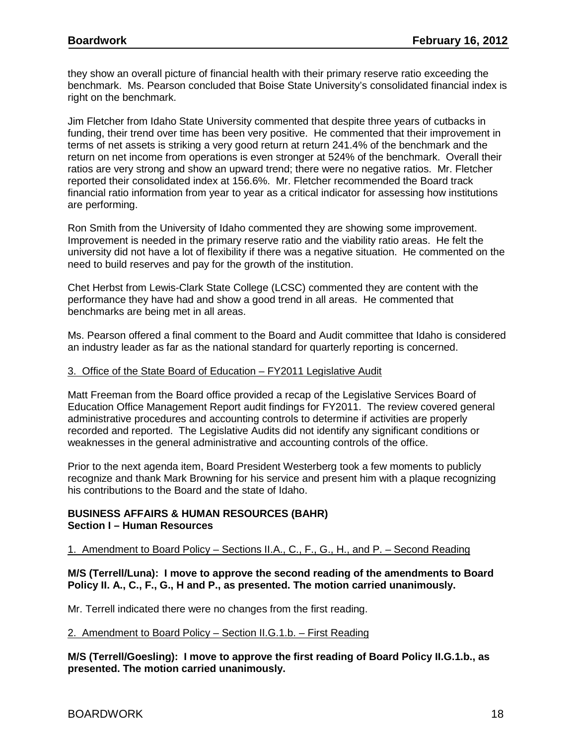they show an overall picture of financial health with their primary reserve ratio exceeding the benchmark. Ms. Pearson concluded that Boise State University's consolidated financial index is right on the benchmark.

Jim Fletcher from Idaho State University commented that despite three years of cutbacks in funding, their trend over time has been very positive. He commented that their improvement in terms of net assets is striking a very good return at return 241.4% of the benchmark and the return on net income from operations is even stronger at 524% of the benchmark. Overall their ratios are very strong and show an upward trend; there were no negative ratios. Mr. Fletcher reported their consolidated index at 156.6%. Mr. Fletcher recommended the Board track financial ratio information from year to year as a critical indicator for assessing how institutions are performing.

Ron Smith from the University of Idaho commented they are showing some improvement. Improvement is needed in the primary reserve ratio and the viability ratio areas. He felt the university did not have a lot of flexibility if there was a negative situation. He commented on the need to build reserves and pay for the growth of the institution.

Chet Herbst from Lewis-Clark State College (LCSC) commented they are content with the performance they have had and show a good trend in all areas. He commented that benchmarks are being met in all areas.

Ms. Pearson offered a final comment to the Board and Audit committee that Idaho is considered an industry leader as far as the national standard for quarterly reporting is concerned.

3. Office of the State Board of Education – FY2011 Legislative Audit

Matt Freeman from the Board office provided a recap of the Legislative Services Board of Education Office Management Report audit findings for FY2011. The review covered general administrative procedures and accounting controls to determine if activities are properly recorded and reported. The Legislative Audits did not identify any significant conditions or weaknesses in the general administrative and accounting controls of the office.

Prior to the next agenda item, Board President Westerberg took a few moments to publicly recognize and thank Mark Browning for his service and present him with a plaque recognizing his contributions to the Board and the state of Idaho.

**BUSINESS AFFAIRS & HUMAN RESOURCES (BAHR)**
**Section I – Human Resources**

1. Amendment to Board Policy – Sections II.A., C., F., G., H., and P. – Second Reading

**M/S (Terrell/Luna): I move to approve the second reading of the amendments to Board Policy II. A., C., F., G., H and P., as presented. The motion carried unanimously.**

Mr. Terrell indicated there were no changes from the first reading.

2. Amendment to Board Policy – Section II.G.1.b. – First Reading

**M/S (Terrell/Goesling): I move to approve the first reading of Board Policy II.G.1.b., as presented. The motion carried unanimously.**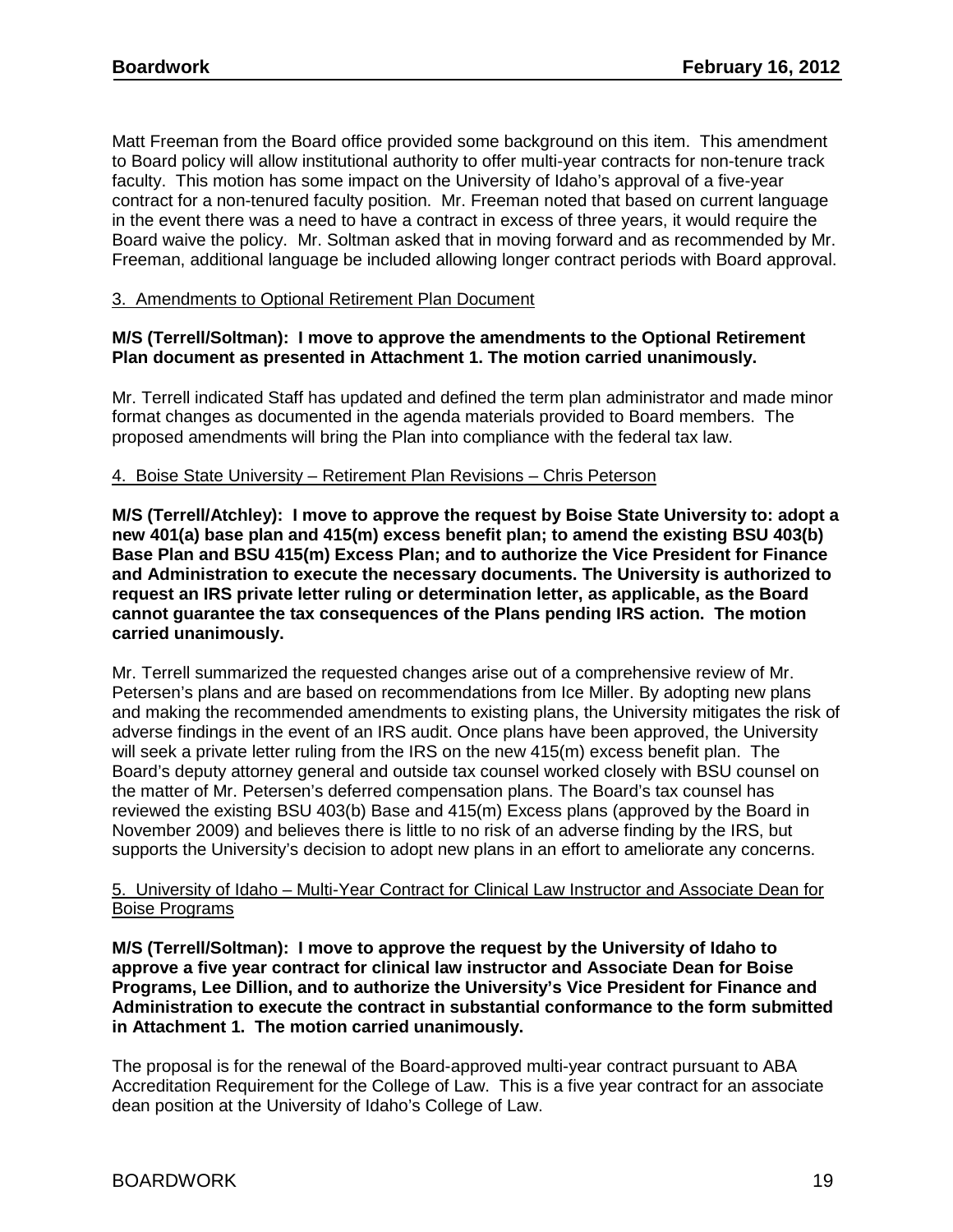Matt Freeman from the Board office provided some background on this item. This amendment to Board policy will allow institutional authority to offer multi-year contracts for non-tenure track faculty. This motion has some impact on the University of Idaho's approval of a five-year contract for a non-tenured faculty position. Mr. Freeman noted that based on current language in the event there was a need to have a contract in excess of three years, it would require the Board waive the policy. Mr. Soltman asked that in moving forward and as recommended by Mr. Freeman, additional language be included allowing longer contract periods with Board approval.

3. Amendments to Optional Retirement Plan Document

**M/S (Terrell/Soltman): I move to approve the amendments to the Optional Retirement Plan document as presented in Attachment 1. The motion carried unanimously.**

Mr. Terrell indicated Staff has updated and defined the term plan administrator and made minor format changes as documented in the agenda materials provided to Board members. The proposed amendments will bring the Plan into compliance with the federal tax law.

4. Boise State University – Retirement Plan Revisions – Chris Peterson

**M/S (Terrell/Atchley): I move to approve the request by Boise State University to: adopt a new 401(a) base plan and 415(m) excess benefit plan; to amend the existing BSU 403(b) Base Plan and BSU 415(m) Excess Plan; and to authorize the Vice President for Finance and Administration to execute the necessary documents. The University is authorized to request an IRS private letter ruling or determination letter, as applicable, as the Board cannot guarantee the tax consequences of the Plans pending IRS action. The motion carried unanimously.**

Mr. Terrell summarized the requested changes arise out of a comprehensive review of Mr. Petersen's plans and are based on recommendations from Ice Miller. By adopting new plans and making the recommended amendments to existing plans, the University mitigates the risk of adverse findings in the event of an IRS audit. Once plans have been approved, the University will seek a private letter ruling from the IRS on the new 415(m) excess benefit plan. The Board's deputy attorney general and outside tax counsel worked closely with BSU counsel on the matter of Mr. Petersen's deferred compensation plans. The Board's tax counsel has reviewed the existing BSU 403(b) Base and 415(m) Excess plans (approved by the Board in November 2009) and believes there is little to no risk of an adverse finding by the IRS, but supports the University's decision to adopt new plans in an effort to ameliorate any concerns.

5. University of Idaho – Multi-Year Contract for Clinical Law Instructor and Associate Dean for Boise Programs

**M/S (Terrell/Soltman): I move to approve the request by the University of Idaho to approve a five year contract for clinical law instructor and Associate Dean for Boise Programs, Lee Dillion, and to authorize the University's Vice President for Finance and Administration to execute the contract in substantial conformance to the form submitted in Attachment 1. The motion carried unanimously.**

The proposal is for the renewal of the Board-approved multi-year contract pursuant to ABA Accreditation Requirement for the College of Law. This is a five year contract for an associate dean position at the University of Idaho's College of Law.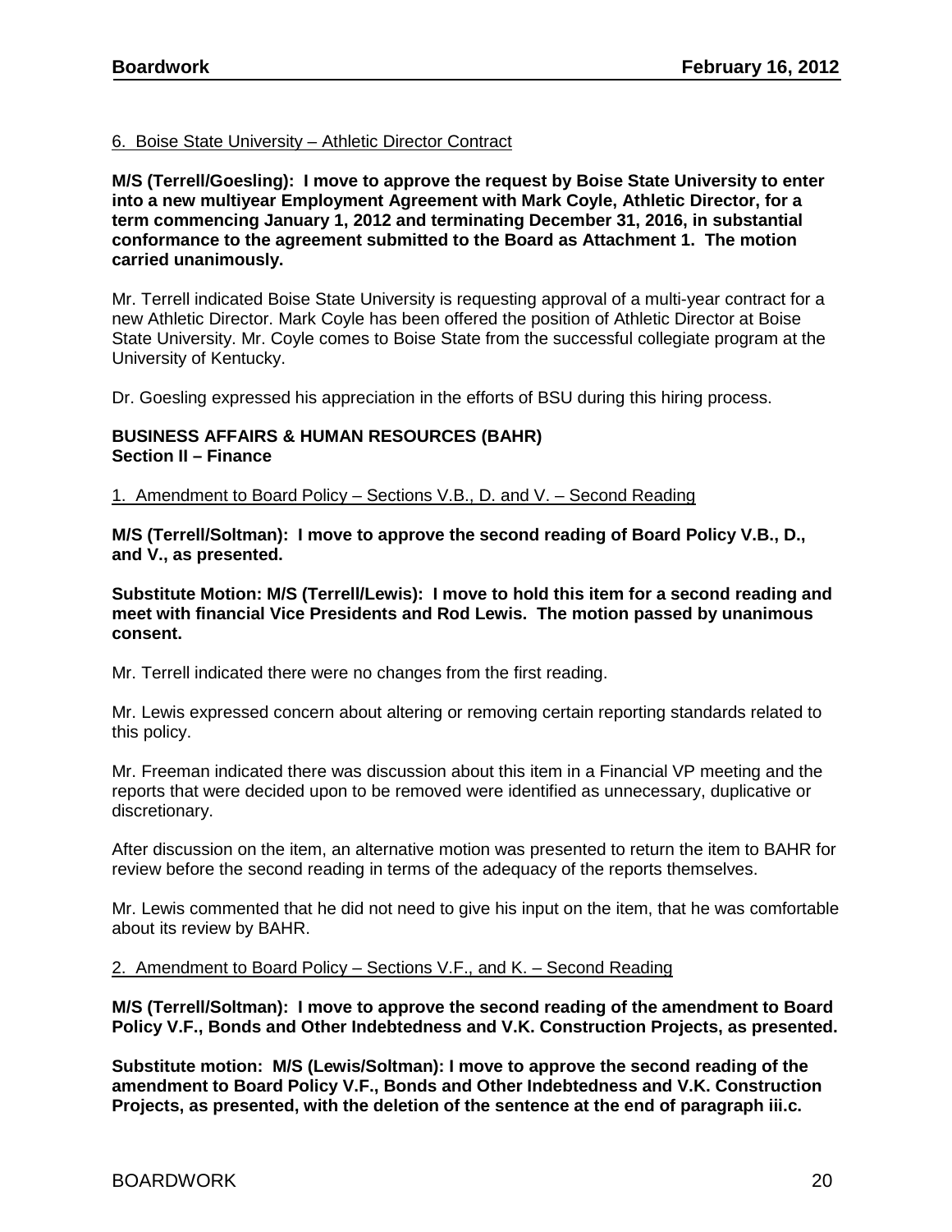6. Boise State University – Athletic Director Contract

**M/S (Terrell/Goesling): I move to approve the request by Boise State University to enter into a new multiyear Employment Agreement with Mark Coyle, Athletic Director, for a term commencing January 1, 2012 and terminating December 31, 2016, in substantial conformance to the agreement submitted to the Board as Attachment 1. The motion carried unanimously.**

Mr. Terrell indicated Boise State University is requesting approval of a multi-year contract for a new Athletic Director. Mark Coyle has been offered the position of Athletic Director at Boise State University. Mr. Coyle comes to Boise State from the successful collegiate program at the University of Kentucky.

Dr. Goesling expressed his appreciation in the efforts of BSU during this hiring process.

**BUSINESS AFFAIRS & HUMAN RESOURCES (BAHR)**
**Section II – Finance**

1. Amendment to Board Policy – Sections V.B., D. and V. – Second Reading

**M/S (Terrell/Soltman): I move to approve the second reading of Board Policy V.B., D., and V., as presented.**

**Substitute Motion: M/S (Terrell/Lewis): I move to hold this item for a second reading and meet with financial Vice Presidents and Rod Lewis. The motion passed by unanimous consent.**

Mr. Terrell indicated there were no changes from the first reading.

Mr. Lewis expressed concern about altering or removing certain reporting standards related to this policy.

Mr. Freeman indicated there was discussion about this item in a Financial VP meeting and the reports that were decided upon to be removed were identified as unnecessary, duplicative or discretionary.

After discussion on the item, an alternative motion was presented to return the item to BAHR for review before the second reading in terms of the adequacy of the reports themselves.

Mr. Lewis commented that he did not need to give his input on the item, that he was comfortable about its review by BAHR.

2. Amendment to Board Policy – Sections V.F., and K. – Second Reading

**M/S (Terrell/Soltman): I move to approve the second reading of the amendment to Board Policy V.F., Bonds and Other Indebtedness and V.K. Construction Projects, as presented.**

**Substitute motion: M/S (Lewis/Soltman): I move to approve the second reading of the amendment to Board Policy V.F., Bonds and Other Indebtedness and V.K. Construction Projects, as presented, with the deletion of the sentence at the end of paragraph iii.c.**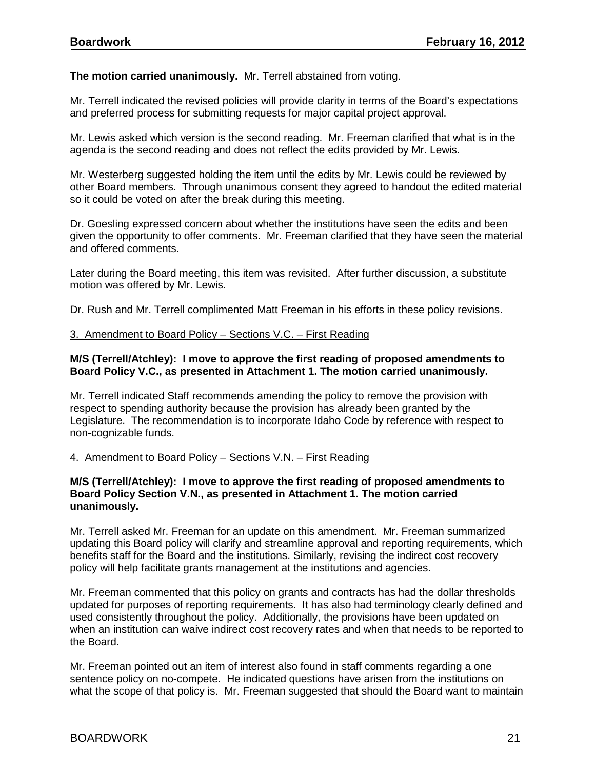**The motion carried unanimously.** Mr. Terrell abstained from voting.

Mr. Terrell indicated the revised policies will provide clarity in terms of the Board's expectations and preferred process for submitting requests for major capital project approval.

Mr. Lewis asked which version is the second reading. Mr. Freeman clarified that what is in the agenda is the second reading and does not reflect the edits provided by Mr. Lewis.

Mr. Westerberg suggested holding the item until the edits by Mr. Lewis could be reviewed by other Board members. Through unanimous consent they agreed to handout the edited material so it could be voted on after the break during this meeting.

Dr. Goesling expressed concern about whether the institutions have seen the edits and been given the opportunity to offer comments. Mr. Freeman clarified that they have seen the material and offered comments.

Later during the Board meeting, this item was revisited. After further discussion, a substitute motion was offered by Mr. Lewis.

Dr. Rush and Mr. Terrell complimented Matt Freeman in his efforts in these policy revisions.

<u>3. Amendment to Board Policy – Sections V.C. – First Reading</u>

**M/S (Terrell/Atchley): I move to approve the first reading of proposed amendments to Board Policy V.C., as presented in Attachment 1. The motion carried unanimously.**

Mr. Terrell indicated Staff recommends amending the policy to remove the provision with respect to spending authority because the provision has already been granted by the Legislature. The recommendation is to incorporate Idaho Code by reference with respect to non-cognizable funds.

<u>4. Amendment to Board Policy – Sections V.N. – First Reading</u>

**M/S (Terrell/Atchley): I move to approve the first reading of proposed amendments to Board Policy Section V.N., as presented in Attachment 1. The motion carried unanimously.**

Mr. Terrell asked Mr. Freeman for an update on this amendment. Mr. Freeman summarized updating this Board policy will clarify and streamline approval and reporting requirements, which benefits staff for the Board and the institutions. Similarly, revising the indirect cost recovery policy will help facilitate grants management at the institutions and agencies.

Mr. Freeman commented that this policy on grants and contracts has had the dollar thresholds updated for purposes of reporting requirements. It has also had terminology clearly defined and used consistently throughout the policy. Additionally, the provisions have been updated on when an institution can waive indirect cost recovery rates and when that needs to be reported to the Board.

Mr. Freeman pointed out an item of interest also found in staff comments regarding a one sentence policy on no-compete. He indicated questions have arisen from the institutions on what the scope of that policy is. Mr. Freeman suggested that should the Board want to maintain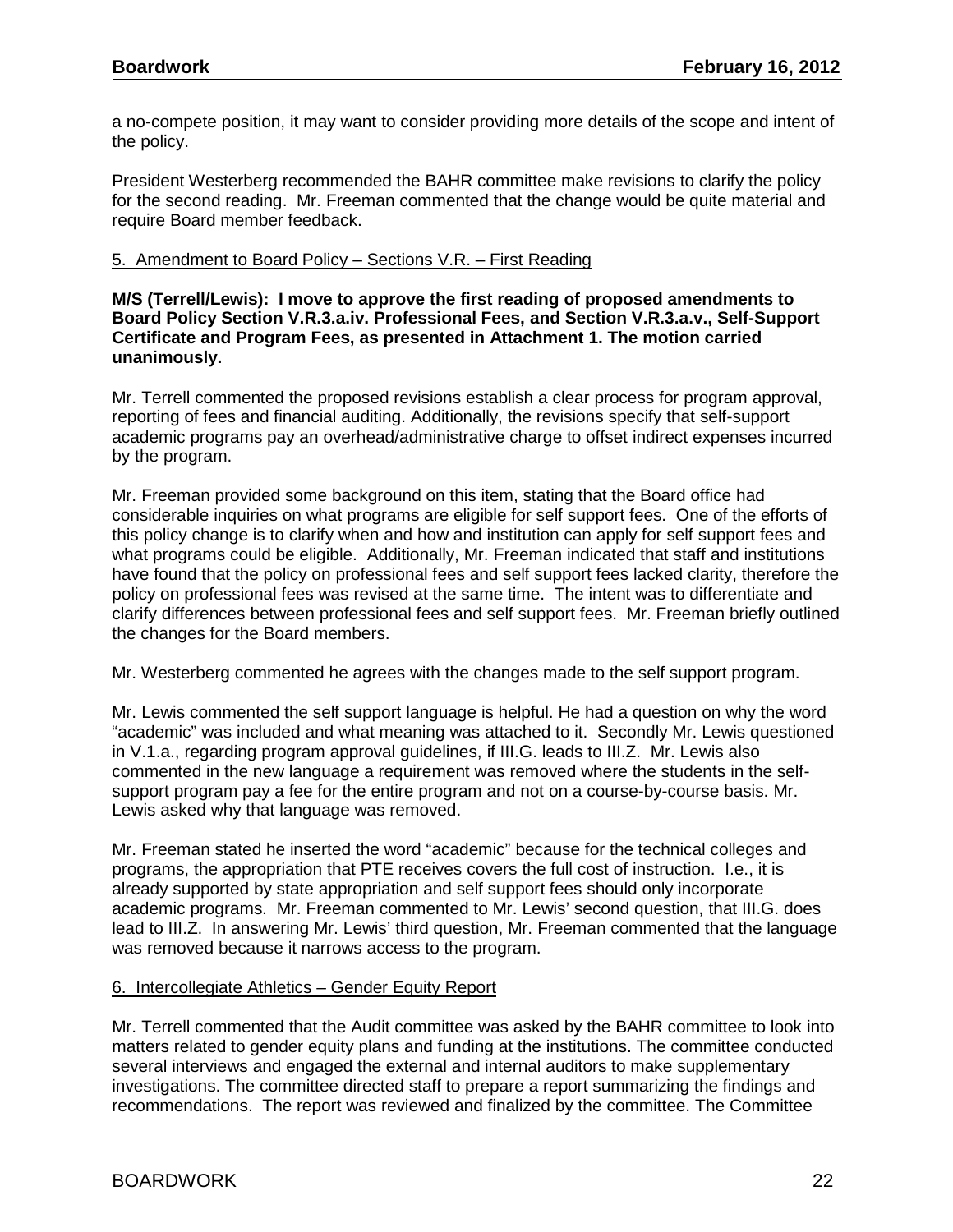a no-compete position, it may want to consider providing more details of the scope and intent of the policy.

President Westerberg recommended the BAHR committee make revisions to clarify the policy for the second reading. Mr. Freeman commented that the change would be quite material and require Board member feedback.

5. Amendment to Board Policy – Sections V.R. – First Reading

**M/S (Terrell/Lewis): I move to approve the first reading of proposed amendments to Board Policy Section V.R.3.a.iv. Professional Fees, and Section V.R.3.a.v., Self-Support Certificate and Program Fees, as presented in Attachment 1. The motion carried unanimously.**

Mr. Terrell commented the proposed revisions establish a clear process for program approval, reporting of fees and financial auditing. Additionally, the revisions specify that self-support academic programs pay an overhead/administrative charge to offset indirect expenses incurred by the program.

Mr. Freeman provided some background on this item, stating that the Board office had considerable inquiries on what programs are eligible for self support fees. One of the efforts of this policy change is to clarify when and how and institution can apply for self support fees and what programs could be eligible. Additionally, Mr. Freeman indicated that staff and institutions have found that the policy on professional fees and self support fees lacked clarity, therefore the policy on professional fees was revised at the same time. The intent was to differentiate and clarify differences between professional fees and self support fees. Mr. Freeman briefly outlined the changes for the Board members.

Mr. Westerberg commented he agrees with the changes made to the self support program.

Mr. Lewis commented the self support language is helpful. He had a question on why the word "academic" was included and what meaning was attached to it. Secondly Mr. Lewis questioned in V.1.a., regarding program approval guidelines, if III.G. leads to III.Z. Mr. Lewis also commented in the new language a requirement was removed where the students in the self-support program pay a fee for the entire program and not on a course-by-course basis. Mr. Lewis asked why that language was removed.

Mr. Freeman stated he inserted the word "academic" because for the technical colleges and programs, the appropriation that PTE receives covers the full cost of instruction. I.e., it is already supported by state appropriation and self support fees should only incorporate academic programs. Mr. Freeman commented to Mr. Lewis' second question, that III.G. does lead to III.Z. In answering Mr. Lewis' third question, Mr. Freeman commented that the language was removed because it narrows access to the program.

6. Intercollegiate Athletics – Gender Equity Report

Mr. Terrell commented that the Audit committee was asked by the BAHR committee to look into matters related to gender equity plans and funding at the institutions. The committee conducted several interviews and engaged the external and internal auditors to make supplementary investigations. The committee directed staff to prepare a report summarizing the findings and recommendations. The report was reviewed and finalized by the committee. The Committee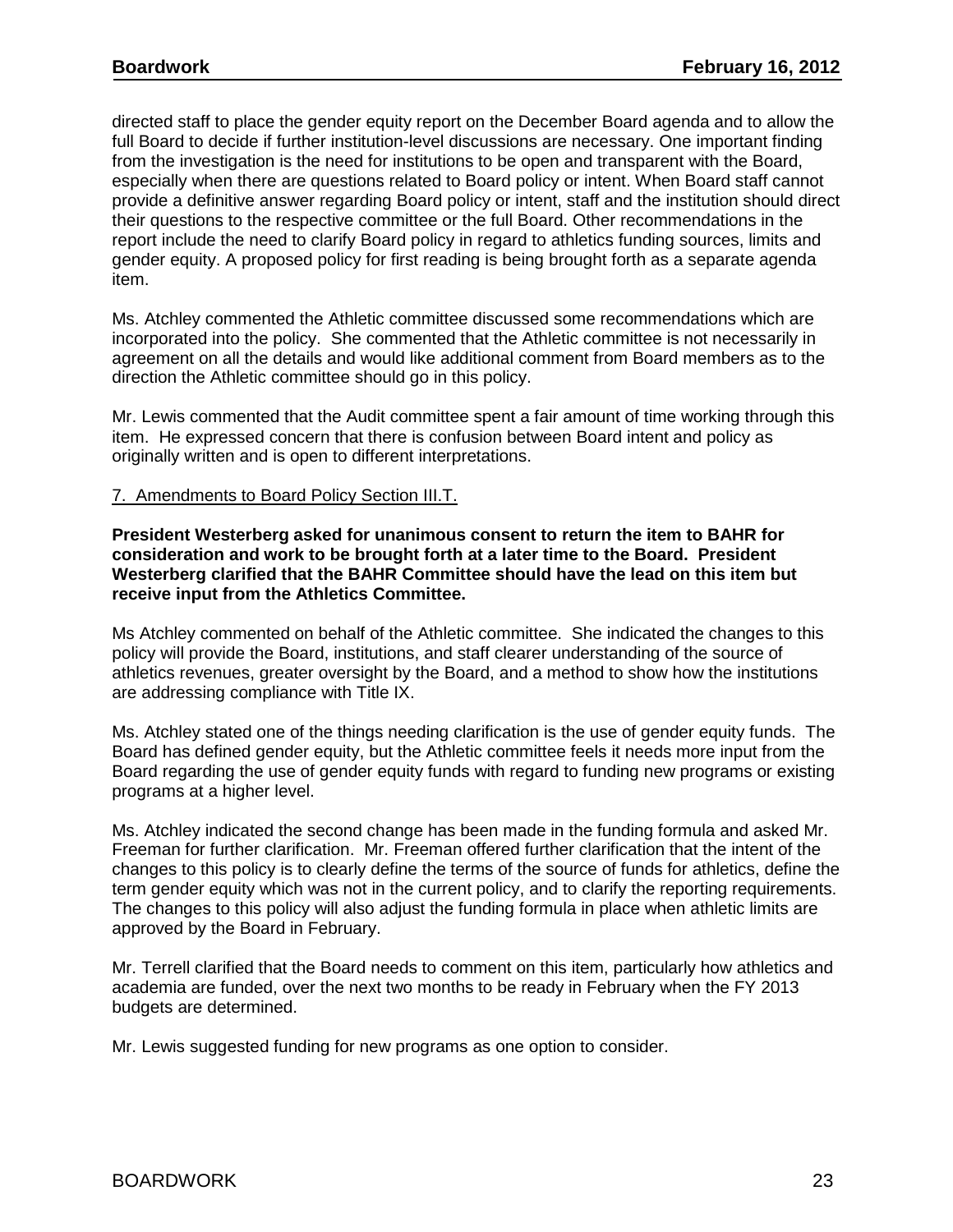directed staff to place the gender equity report on the December Board agenda and to allow the full Board to decide if further institution-level discussions are necessary. One important finding from the investigation is the need for institutions to be open and transparent with the Board, especially when there are questions related to Board policy or intent. When Board staff cannot provide a definitive answer regarding Board policy or intent, staff and the institution should direct their questions to the respective committee or the full Board. Other recommendations in the report include the need to clarify Board policy in regard to athletics funding sources, limits and gender equity. A proposed policy for first reading is being brought forth as a separate agenda item.

Ms. Atchley commented the Athletic committee discussed some recommendations which are incorporated into the policy. She commented that the Athletic committee is not necessarily in agreement on all the details and would like additional comment from Board members as to the direction the Athletic committee should go in this policy.

Mr. Lewis commented that the Audit committee spent a fair amount of time working through this item. He expressed concern that there is confusion between Board intent and policy as originally written and is open to different interpretations.

7. Amendments to Board Policy Section III.T.

**President Westerberg asked for unanimous consent to return the item to BAHR for consideration and work to be brought forth at a later time to the Board. President Westerberg clarified that the BAHR Committee should have the lead on this item but receive input from the Athletics Committee.**

Ms Atchley commented on behalf of the Athletic committee. She indicated the changes to this policy will provide the Board, institutions, and staff clearer understanding of the source of athletics revenues, greater oversight by the Board, and a method to show how the institutions are addressing compliance with Title IX.

Ms. Atchley stated one of the things needing clarification is the use of gender equity funds. The Board has defined gender equity, but the Athletic committee feels it needs more input from the Board regarding the use of gender equity funds with regard to funding new programs or existing programs at a higher level.

Ms. Atchley indicated the second change has been made in the funding formula and asked Mr. Freeman for further clarification. Mr. Freeman offered further clarification that the intent of the changes to this policy is to clearly define the terms of the source of funds for athletics, define the term gender equity which was not in the current policy, and to clarify the reporting requirements. The changes to this policy will also adjust the funding formula in place when athletic limits are approved by the Board in February.

Mr. Terrell clarified that the Board needs to comment on this item, particularly how athletics and academia are funded, over the next two months to be ready in February when the FY 2013 budgets are determined.

Mr. Lewis suggested funding for new programs as one option to consider.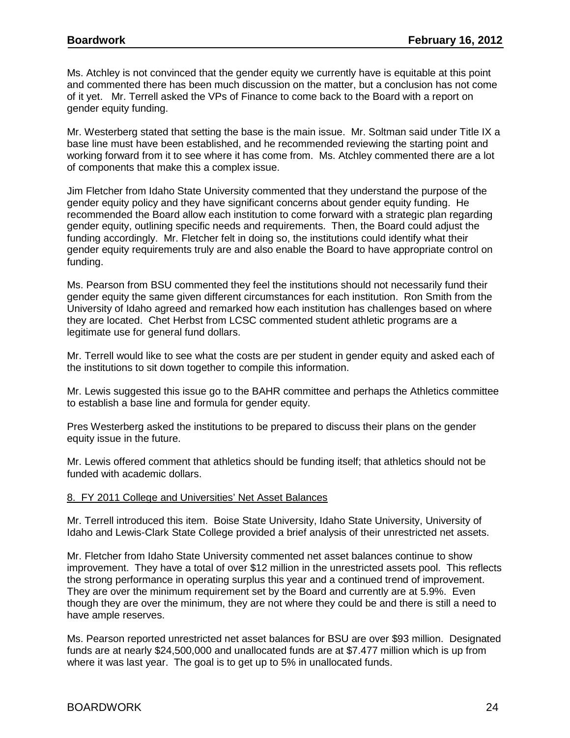Ms. Atchley is not convinced that the gender equity we currently have is equitable at this point and commented there has been much discussion on the matter, but a conclusion has not come of it yet. Mr. Terrell asked the VPs of Finance to come back to the Board with a report on gender equity funding.

Mr. Westerberg stated that setting the base is the main issue. Mr. Soltman said under Title IX a base line must have been established, and he recommended reviewing the starting point and working forward from it to see where it has come from. Ms. Atchley commented there are a lot of components that make this a complex issue.

Jim Fletcher from Idaho State University commented that they understand the purpose of the gender equity policy and they have significant concerns about gender equity funding. He recommended the Board allow each institution to come forward with a strategic plan regarding gender equity, outlining specific needs and requirements. Then, the Board could adjust the funding accordingly. Mr. Fletcher felt in doing so, the institutions could identify what their gender equity requirements truly are and also enable the Board to have appropriate control on funding.

Ms. Pearson from BSU commented they feel the institutions should not necessarily fund their gender equity the same given different circumstances for each institution. Ron Smith from the University of Idaho agreed and remarked how each institution has challenges based on where they are located. Chet Herbst from LCSC commented student athletic programs are a legitimate use for general fund dollars.

Mr. Terrell would like to see what the costs are per student in gender equity and asked each of the institutions to sit down together to compile this information.

Mr. Lewis suggested this issue go to the BAHR committee and perhaps the Athletics committee to establish a base line and formula for gender equity.

Pres Westerberg asked the institutions to be prepared to discuss their plans on the gender equity issue in the future.

Mr. Lewis offered comment that athletics should be funding itself; that athletics should not be funded with academic dollars.

8. FY 2011 College and Universities' Net Asset Balances

Mr. Terrell introduced this item. Boise State University, Idaho State University, University of Idaho and Lewis-Clark State College provided a brief analysis of their unrestricted net assets.

Mr. Fletcher from Idaho State University commented net asset balances continue to show improvement. They have a total of over $12 million in the unrestricted assets pool. This reflects the strong performance in operating surplus this year and a continued trend of improvement. They are over the minimum requirement set by the Board and currently are at 5.9%. Even though they are over the minimum, they are not where they could be and there is still a need to have ample reserves.

Ms. Pearson reported unrestricted net asset balances for BSU are over $93 million. Designated funds are at nearly $24,500,000 and unallocated funds are at $7.477 million which is up from where it was last year. The goal is to get up to 5% in unallocated funds.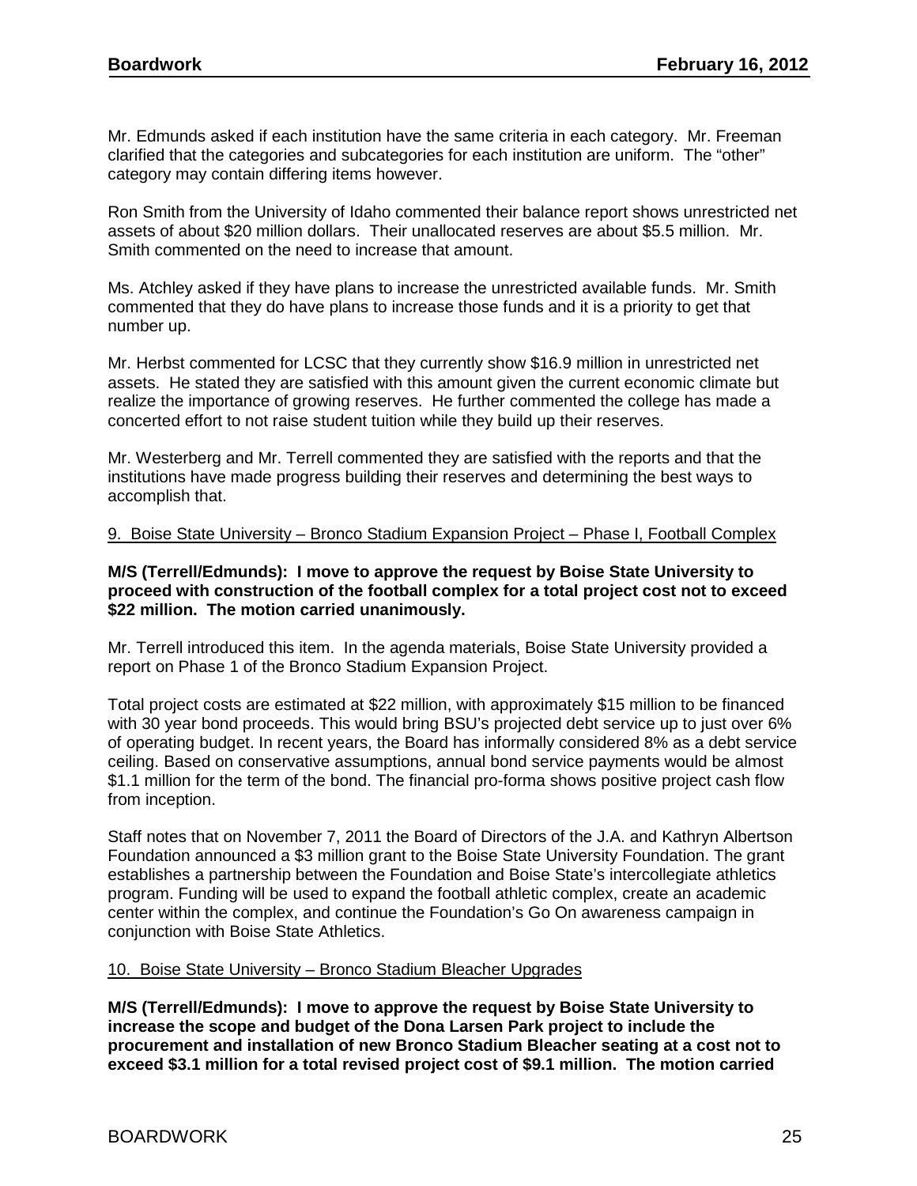Mr. Edmunds asked if each institution have the same criteria in each category. Mr. Freeman clarified that the categories and subcategories for each institution are uniform. The "other" category may contain differing items however.

Ron Smith from the University of Idaho commented their balance report shows unrestricted net assets of about $20 million dollars. Their unallocated reserves are about $5.5 million. Mr. Smith commented on the need to increase that amount.

Ms. Atchley asked if they have plans to increase the unrestricted available funds. Mr. Smith commented that they do have plans to increase those funds and it is a priority to get that number up.

Mr. Herbst commented for LCSC that they currently show $16.9 million in unrestricted net assets. He stated they are satisfied with this amount given the current economic climate but realize the importance of growing reserves. He further commented the college has made a concerted effort to not raise student tuition while they build up their reserves.

Mr. Westerberg and Mr. Terrell commented they are satisfied with the reports and that the institutions have made progress building their reserves and determining the best ways to accomplish that.

9. Boise State University – Bronco Stadium Expansion Project – Phase I, Football Complex

**M/S (Terrell/Edmunds): I move to approve the request by Boise State University to proceed with construction of the football complex for a total project cost not to exceed $22 million. The motion carried unanimously.**

Mr. Terrell introduced this item. In the agenda materials, Boise State University provided a report on Phase 1 of the Bronco Stadium Expansion Project.

Total project costs are estimated at $22 million, with approximately $15 million to be financed with 30 year bond proceeds. This would bring BSU's projected debt service up to just over 6% of operating budget. In recent years, the Board has informally considered 8% as a debt service ceiling. Based on conservative assumptions, annual bond service payments would be almost $1.1 million for the term of the bond. The financial pro-forma shows positive project cash flow from inception.

Staff notes that on November 7, 2011 the Board of Directors of the J.A. and Kathryn Albertson Foundation announced a $3 million grant to the Boise State University Foundation. The grant establishes a partnership between the Foundation and Boise State's intercollegiate athletics program. Funding will be used to expand the football athletic complex, create an academic center within the complex, and continue the Foundation's Go On awareness campaign in conjunction with Boise State Athletics.

10. Boise State University – Bronco Stadium Bleacher Upgrades

**M/S (Terrell/Edmunds): I move to approve the request by Boise State University to increase the scope and budget of the Dona Larsen Park project to include the procurement and installation of new Bronco Stadium Bleacher seating at a cost not to exceed $3.1 million for a total revised project cost of $9.1 million. The motion carried**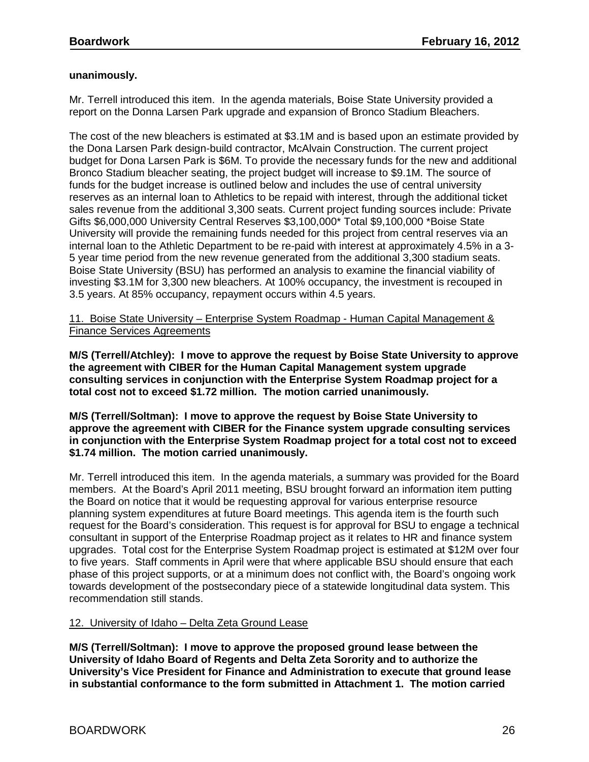**unanimously.**

Mr. Terrell introduced this item. In the agenda materials, Boise State University provided a report on the Donna Larsen Park upgrade and expansion of Bronco Stadium Bleachers.

The cost of the new bleachers is estimated at $3.1M and is based upon an estimate provided by the Dona Larsen Park design-build contractor, McAlvain Construction. The current project budget for Dona Larsen Park is $6M. To provide the necessary funds for the new and additional Bronco Stadium bleacher seating, the project budget will increase to $9.1M. The source of funds for the budget increase is outlined below and includes the use of central university reserves as an internal loan to Athletics to be repaid with interest, through the additional ticket sales revenue from the additional 3,300 seats. Current project funding sources include: Private Gifts $6,000,000 University Central Reserves $3,100,000* Total $9,100,000 *Boise State University will provide the remaining funds needed for this project from central reserves via an internal loan to the Athletic Department to be re-paid with interest at approximately 4.5% in a 3-5 year time period from the new revenue generated from the additional 3,300 stadium seats. Boise State University (BSU) has performed an analysis to examine the financial viability of investing $3.1M for 3,300 new bleachers. At 100% occupancy, the investment is recouped in 3.5 years. At 85% occupancy, repayment occurs within 4.5 years.

<u>11. Boise State University – Enterprise System Roadmap - Human Capital Management & Finance Services Agreements</u>

**M/S (Terrell/Atchley): I move to approve the request by Boise State University to approve the agreement with CIBER for the Human Capital Management system upgrade consulting services in conjunction with the Enterprise System Roadmap project for a total cost not to exceed $1.72 million. The motion carried unanimously.**

**M/S (Terrell/Soltman): I move to approve the request by Boise State University to approve the agreement with CIBER for the Finance system upgrade consulting services in conjunction with the Enterprise System Roadmap project for a total cost not to exceed $1.74 million. The motion carried unanimously.**

Mr. Terrell introduced this item. In the agenda materials, a summary was provided for the Board members. At the Board's April 2011 meeting, BSU brought forward an information item putting the Board on notice that it would be requesting approval for various enterprise resource planning system expenditures at future Board meetings. This agenda item is the fourth such request for the Board's consideration. This request is for approval for BSU to engage a technical consultant in support of the Enterprise Roadmap project as it relates to HR and finance system upgrades. Total cost for the Enterprise System Roadmap project is estimated at $12M over four to five years. Staff comments in April were that where applicable BSU should ensure that each phase of this project supports, or at a minimum does not conflict with, the Board's ongoing work towards development of the postsecondary piece of a statewide longitudinal data system. This recommendation still stands.

<u>12. University of Idaho – Delta Zeta Ground Lease</u>

**M/S (Terrell/Soltman): I move to approve the proposed ground lease between the University of Idaho Board of Regents and Delta Zeta Sorority and to authorize the University's Vice President for Finance and Administration to execute that ground lease in substantial conformance to the form submitted in Attachment 1. The motion carried**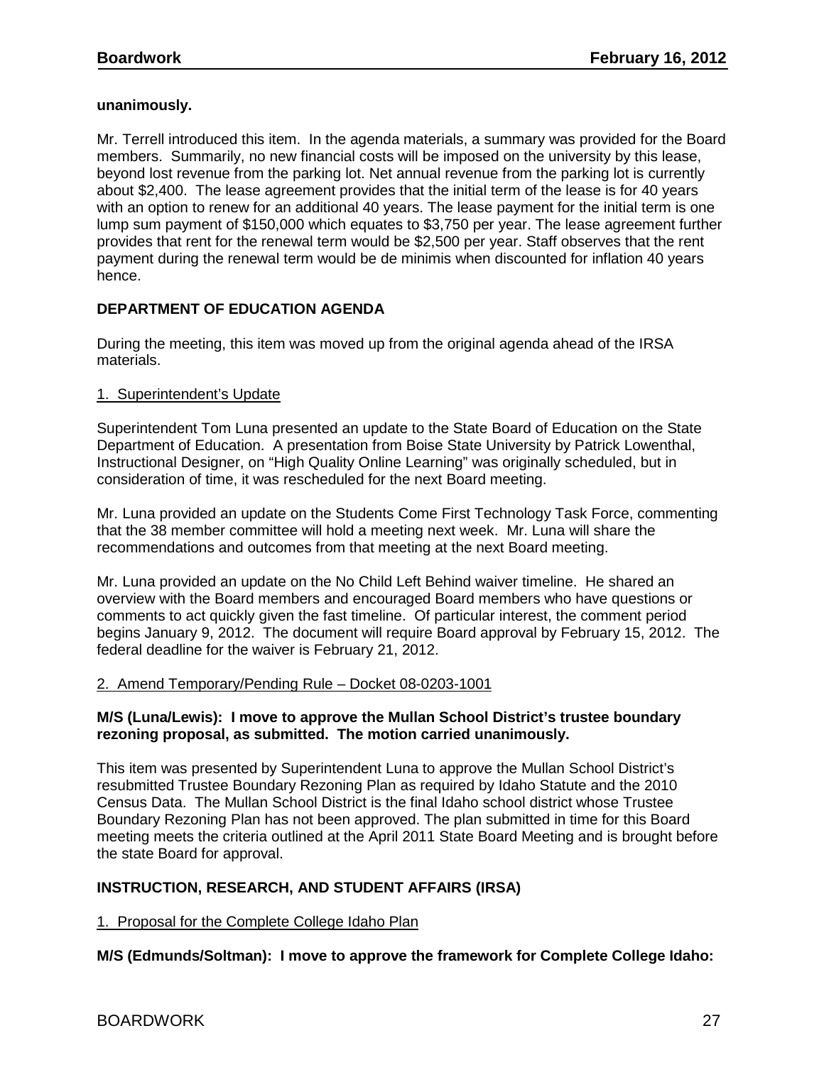**unanimously.**

Mr. Terrell introduced this item. In the agenda materials, a summary was provided for the Board members. Summarily, no new financial costs will be imposed on the university by this lease, beyond lost revenue from the parking lot. Net annual revenue from the parking lot is currently about $2,400. The lease agreement provides that the initial term of the lease is for 40 years with an option to renew for an additional 40 years. The lease payment for the initial term is one lump sum payment of $150,000 which equates to $3,750 per year. The lease agreement further provides that rent for the renewal term would be $2,500 per year. Staff observes that the rent payment during the renewal term would be de minimis when discounted for inflation 40 years hence.

## DEPARTMENT OF EDUCATION AGENDA

During the meeting, this item was moved up from the original agenda ahead of the IRSA materials.

### 1. Superintendent's Update

Superintendent Tom Luna presented an update to the State Board of Education on the State Department of Education. A presentation from Boise State University by Patrick Lowenthal, Instructional Designer, on "High Quality Online Learning" was originally scheduled, but in consideration of time, it was rescheduled for the next Board meeting.

Mr. Luna provided an update on the Students Come First Technology Task Force, commenting that the 38 member committee will hold a meeting next week. Mr. Luna will share the recommendations and outcomes from that meeting at the next Board meeting.

Mr. Luna provided an update on the No Child Left Behind waiver timeline. He shared an overview with the Board members and encouraged Board members who have questions or comments to act quickly given the fast timeline. Of particular interest, the comment period begins January 9, 2012. The document will require Board approval by February 15, 2012. The federal deadline for the waiver is February 21, 2012.

### 2. Amend Temporary/Pending Rule – Docket 08-0203-1001

**M/S (Luna/Lewis): I move to approve the Mullan School District's trustee boundary rezoning proposal, as submitted. The motion carried unanimously.**

This item was presented by Superintendent Luna to approve the Mullan School District's resubmitted Trustee Boundary Rezoning Plan as required by Idaho Statute and the 2010 Census Data. The Mullan School District is the final Idaho school district whose Trustee Boundary Rezoning Plan has not been approved. The plan submitted in time for this Board meeting meets the criteria outlined at the April 2011 State Board Meeting and is brought before the state Board for approval.

## INSTRUCTION, RESEARCH, AND STUDENT AFFAIRS (IRSA)

### 1. Proposal for the Complete College Idaho Plan

**M/S (Edmunds/Soltman): I move to approve the framework for Complete College Idaho:**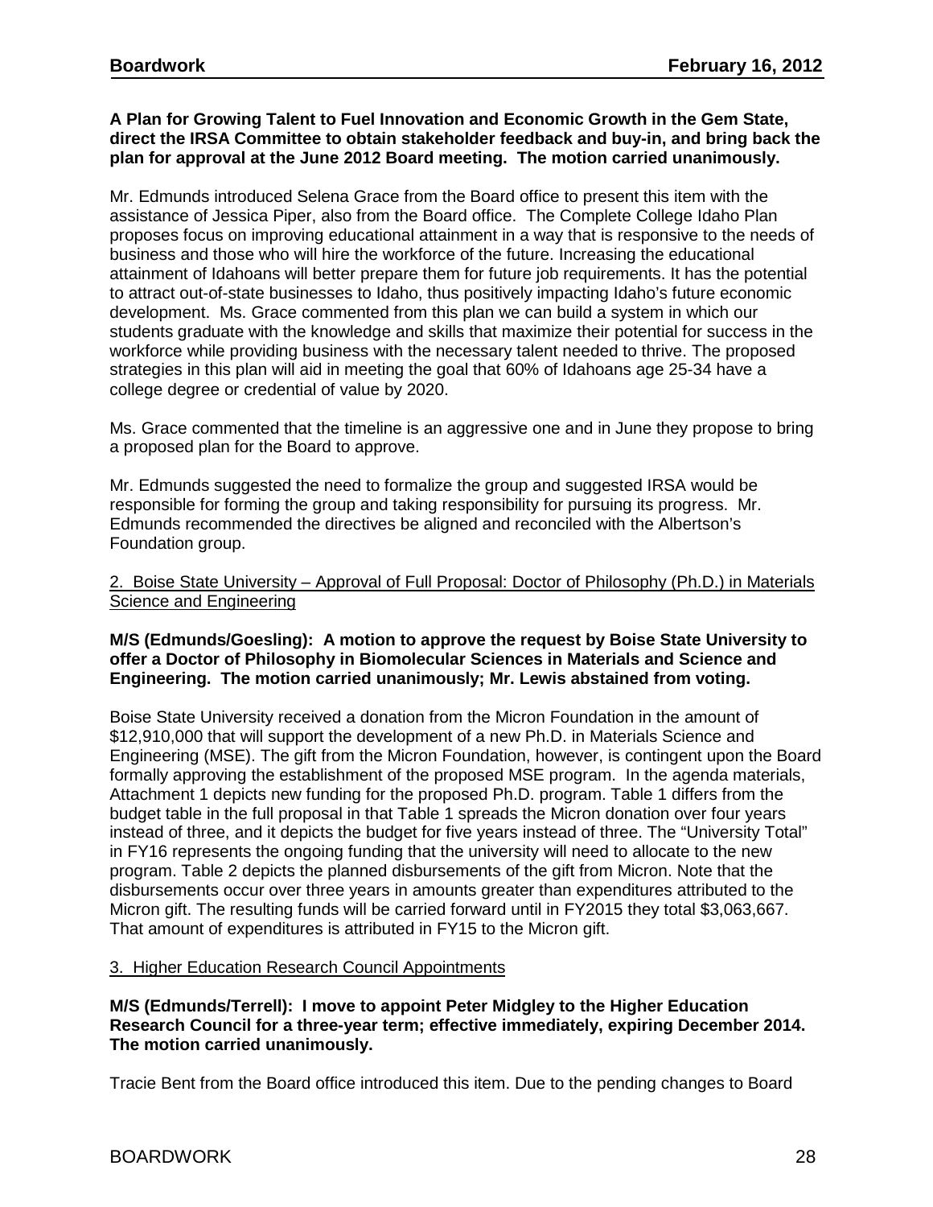**A Plan for Growing Talent to Fuel Innovation and Economic Growth in the Gem State, direct the IRSA Committee to obtain stakeholder feedback and buy-in, and bring back the plan for approval at the June 2012 Board meeting. The motion carried unanimously.**

Mr. Edmunds introduced Selena Grace from the Board office to present this item with the assistance of Jessica Piper, also from the Board office. The Complete College Idaho Plan proposes focus on improving educational attainment in a way that is responsive to the needs of business and those who will hire the workforce of the future. Increasing the educational attainment of Idahoans will better prepare them for future job requirements. It has the potential to attract out-of-state businesses to Idaho, thus positively impacting Idaho's future economic development. Ms. Grace commented from this plan we can build a system in which our students graduate with the knowledge and skills that maximize their potential for success in the workforce while providing business with the necessary talent needed to thrive. The proposed strategies in this plan will aid in meeting the goal that 60% of Idahoans age 25-34 have a college degree or credential of value by 2020.

Ms. Grace commented that the timeline is an aggressive one and in June they propose to bring a proposed plan for the Board to approve.

Mr. Edmunds suggested the need to formalize the group and suggested IRSA would be responsible for forming the group and taking responsibility for pursuing its progress. Mr. Edmunds recommended the directives be aligned and reconciled with the Albertson's Foundation group.

2. Boise State University – Approval of Full Proposal: Doctor of Philosophy (Ph.D.) in Materials Science and Engineering

**M/S (Edmunds/Goesling): A motion to approve the request by Boise State University to offer a Doctor of Philosophy in Biomolecular Sciences in Materials and Science and Engineering. The motion carried unanimously; Mr. Lewis abstained from voting.**

Boise State University received a donation from the Micron Foundation in the amount of $12,910,000 that will support the development of a new Ph.D. in Materials Science and Engineering (MSE). The gift from the Micron Foundation, however, is contingent upon the Board formally approving the establishment of the proposed MSE program. In the agenda materials, Attachment 1 depicts new funding for the proposed Ph.D. program. Table 1 differs from the budget table in the full proposal in that Table 1 spreads the Micron donation over four years instead of three, and it depicts the budget for five years instead of three. The "University Total" in FY16 represents the ongoing funding that the university will need to allocate to the new program. Table 2 depicts the planned disbursements of the gift from Micron. Note that the disbursements occur over three years in amounts greater than expenditures attributed to the Micron gift. The resulting funds will be carried forward until in FY2015 they total $3,063,667. That amount of expenditures is attributed in FY15 to the Micron gift.

3. Higher Education Research Council Appointments

**M/S (Edmunds/Terrell): I move to appoint Peter Midgley to the Higher Education Research Council for a three-year term; effective immediately, expiring December 2014. The motion carried unanimously.**

Tracie Bent from the Board office introduced this item. Due to the pending changes to Board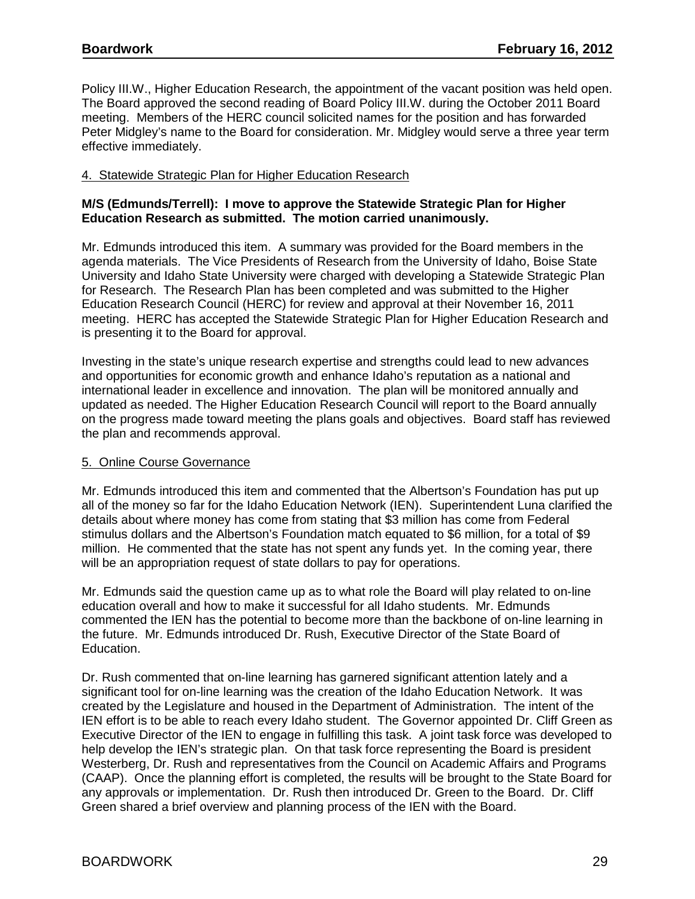Policy III.W., Higher Education Research, the appointment of the vacant position was held open. The Board approved the second reading of Board Policy III.W. during the October 2011 Board meeting. Members of the HERC council solicited names for the position and has forwarded Peter Midgley's name to the Board for consideration. Mr. Midgley would serve a three year term effective immediately.

4. Statewide Strategic Plan for Higher Education Research

**M/S (Edmunds/Terrell): I move to approve the Statewide Strategic Plan for Higher Education Research as submitted. The motion carried unanimously.**

Mr. Edmunds introduced this item. A summary was provided for the Board members in the agenda materials. The Vice Presidents of Research from the University of Idaho, Boise State University and Idaho State University were charged with developing a Statewide Strategic Plan for Research. The Research Plan has been completed and was submitted to the Higher Education Research Council (HERC) for review and approval at their November 16, 2011 meeting. HERC has accepted the Statewide Strategic Plan for Higher Education Research and is presenting it to the Board for approval.

Investing in the state's unique research expertise and strengths could lead to new advances and opportunities for economic growth and enhance Idaho's reputation as a national and international leader in excellence and innovation. The plan will be monitored annually and updated as needed. The Higher Education Research Council will report to the Board annually on the progress made toward meeting the plans goals and objectives. Board staff has reviewed the plan and recommends approval.

5. Online Course Governance

Mr. Edmunds introduced this item and commented that the Albertson's Foundation has put up all of the money so far for the Idaho Education Network (IEN). Superintendent Luna clarified the details about where money has come from stating that $3 million has come from Federal stimulus dollars and the Albertson's Foundation match equated to $6 million, for a total of $9 million. He commented that the state has not spent any funds yet. In the coming year, there will be an appropriation request of state dollars to pay for operations.

Mr. Edmunds said the question came up as to what role the Board will play related to on-line education overall and how to make it successful for all Idaho students. Mr. Edmunds commented the IEN has the potential to become more than the backbone of on-line learning in the future. Mr. Edmunds introduced Dr. Rush, Executive Director of the State Board of Education.

Dr. Rush commented that on-line learning has garnered significant attention lately and a significant tool for on-line learning was the creation of the Idaho Education Network. It was created by the Legislature and housed in the Department of Administration. The intent of the IEN effort is to be able to reach every Idaho student. The Governor appointed Dr. Cliff Green as Executive Director of the IEN to engage in fulfilling this task. A joint task force was developed to help develop the IEN's strategic plan. On that task force representing the Board is president Westerberg, Dr. Rush and representatives from the Council on Academic Affairs and Programs (CAAP). Once the planning effort is completed, the results will be brought to the State Board for any approvals or implementation. Dr. Rush then introduced Dr. Green to the Board. Dr. Cliff Green shared a brief overview and planning process of the IEN with the Board.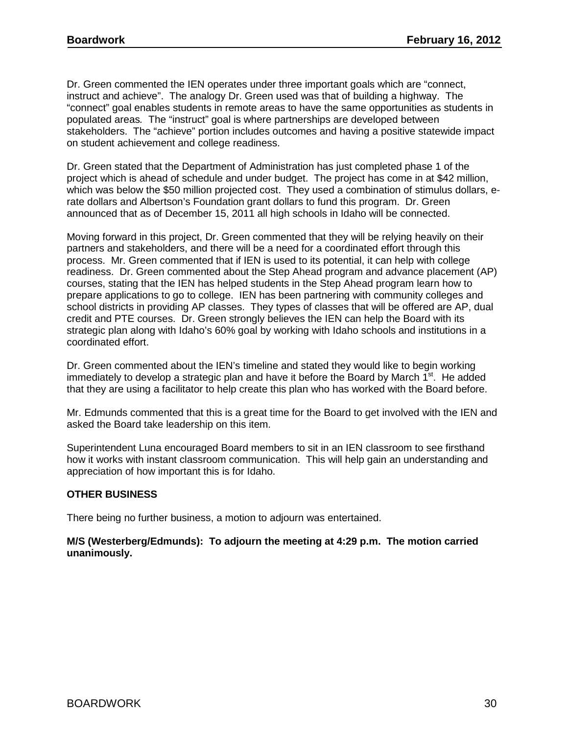Dr. Green commented the IEN operates under three important goals which are "connect, instruct and achieve". The analogy Dr. Green used was that of building a highway. The "connect" goal enables students in remote areas to have the same opportunities as students in populated areas*.* The "instruct" goal is where partnerships are developed between stakeholders. The "achieve" portion includes outcomes and having a positive statewide impact on student achievement and college readiness.

Dr. Green stated that the Department of Administration has just completed phase 1 of the project which is ahead of schedule and under budget. The project has come in at $42 million, which was below the $50 million projected cost. They used a combination of stimulus dollars, e-rate dollars and Albertson's Foundation grant dollars to fund this program. Dr. Green announced that as of December 15, 2011 all high schools in Idaho will be connected.

Moving forward in this project, Dr. Green commented that they will be relying heavily on their partners and stakeholders, and there will be a need for a coordinated effort through this process. Mr. Green commented that if IEN is used to its potential, it can help with college readiness. Dr. Green commented about the Step Ahead program and advance placement (AP) courses, stating that the IEN has helped students in the Step Ahead program learn how to prepare applications to go to college. IEN has been partnering with community colleges and school districts in providing AP classes. They types of classes that will be offered are AP, dual credit and PTE courses. Dr. Green strongly believes the IEN can help the Board with its strategic plan along with Idaho's 60% goal by working with Idaho schools and institutions in a coordinated effort.

Dr. Green commented about the IEN's timeline and stated they would like to begin working immediately to develop a strategic plan and have it before the Board by March 1st. He added that they are using a facilitator to help create this plan who has worked with the Board before.

Mr. Edmunds commented that this is a great time for the Board to get involved with the IEN and asked the Board take leadership on this item.

Superintendent Luna encouraged Board members to sit in an IEN classroom to see firsthand how it works with instant classroom communication. This will help gain an understanding and appreciation of how important this is for Idaho.

**OTHER BUSINESS**

There being no further business, a motion to adjourn was entertained.

**M/S (Westerberg/Edmunds): To adjourn the meeting at 4:29 p.m. The motion carried unanimously.**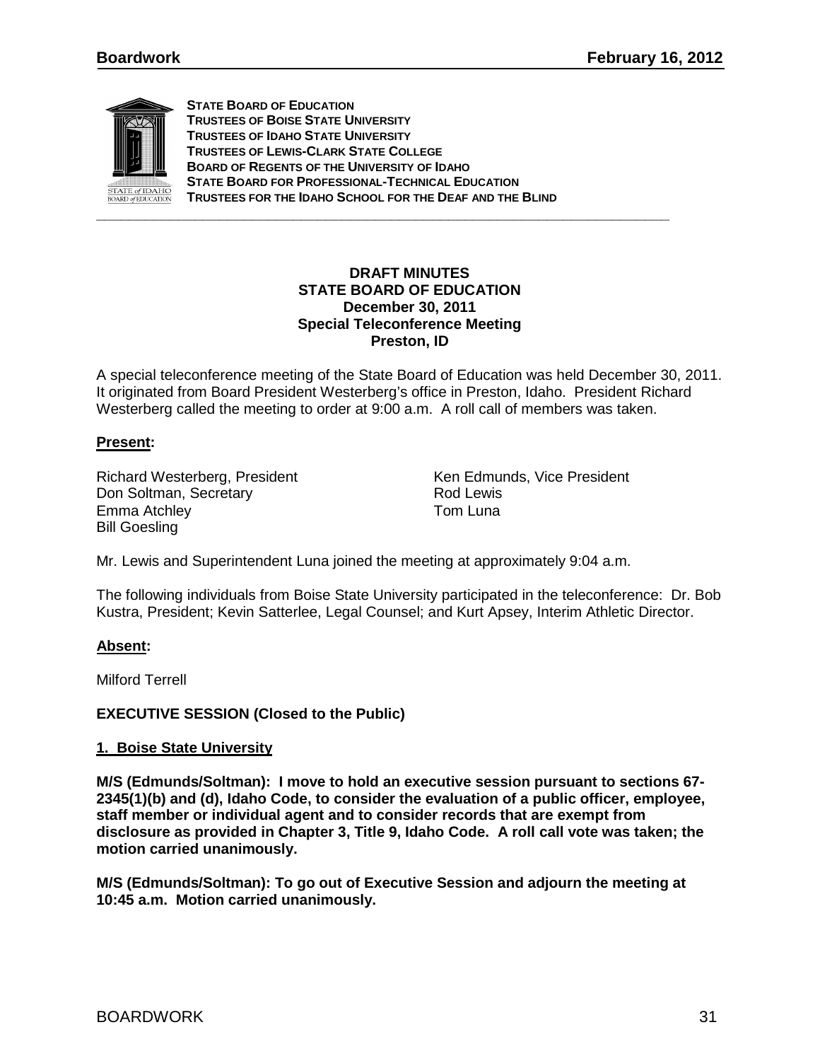**STATE BOARD OF EDUCATION**
**TRUSTEES OF BOISE STATE UNIVERSITY**
**TRUSTEES OF IDAHO STATE UNIVERSITY**
**TRUSTEES OF LEWIS-CLARK STATE COLLEGE**
**BOARD OF REGENTS OF THE UNIVERSITY OF IDAHO**
**STATE BOARD FOR PROFESSIONAL-TECHNICAL EDUCATION**
**TRUSTEES FOR THE IDAHO SCHOOL FOR THE DEAF AND THE BLIND**

---

**DRAFT MINUTES**
**STATE BOARD OF EDUCATION**
**December 30, 2011**
**Special Teleconference Meeting**
**Preston, ID**

A special teleconference meeting of the State Board of Education was held December 30, 2011. It originated from Board President Westerberg's office in Preston, Idaho. President Richard Westerberg called the meeting to order at 9:00 a.m. A roll call of members was taken.

**Present:**

Richard Westerberg, President
Ken Edmunds, Vice President
Don Soltman, Secretary
Rod Lewis
Emma Atchley
Tom Luna
Bill Goesling

Mr. Lewis and Superintendent Luna joined the meeting at approximately 9:04 a.m.

The following individuals from Boise State University participated in the teleconference: Dr. Bob Kustra, President; Kevin Satterlee, Legal Counsel; and Kurt Apsey, Interim Athletic Director.

**Absent:**

Milford Terrell

**EXECUTIVE SESSION (Closed to the Public)**

**1. Boise State University**

**M/S (Edmunds/Soltman): I move to hold an executive session pursuant to sections 67-2345(1)(b) and (d), Idaho Code, to consider the evaluation of a public officer, employee, staff member or individual agent and to consider records that are exempt from disclosure as provided in Chapter 3, Title 9, Idaho Code. A roll call vote was taken; the motion carried unanimously.**

**M/S (Edmunds/Soltman): To go out of Executive Session and adjourn the meeting at 10:45 a.m. Motion carried unanimously.**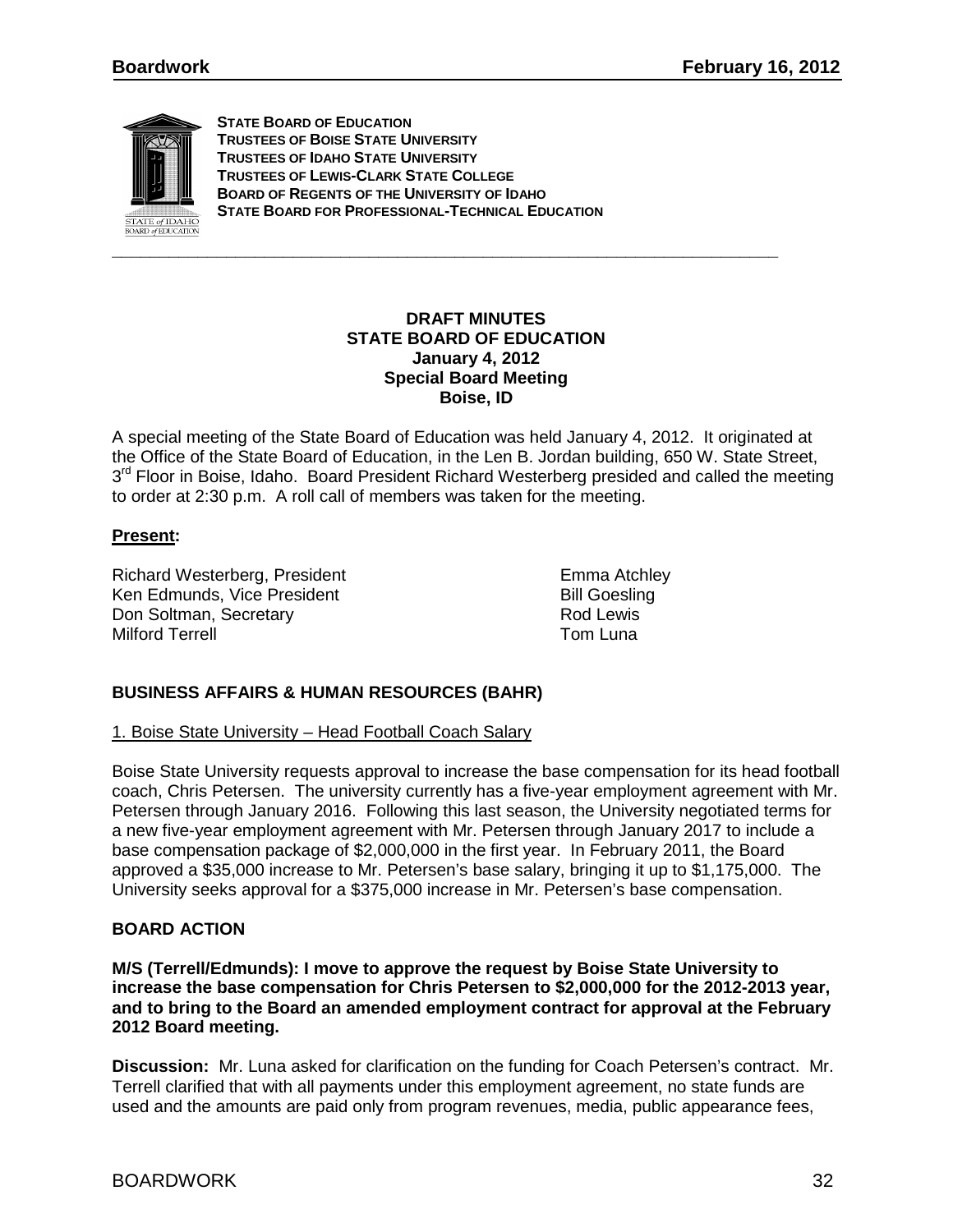**STATE BOARD OF EDUCATION**
**TRUSTEES OF BOISE STATE UNIVERSITY**
**TRUSTEES OF IDAHO STATE UNIVERSITY**
**TRUSTEES OF LEWIS-CLARK STATE COLLEGE**
**BOARD OF REGENTS OF THE UNIVERSITY OF IDAHO**
**STATE BOARD FOR PROFESSIONAL-TECHNICAL EDUCATION**

---

**DRAFT MINUTES**
**STATE BOARD OF EDUCATION**
**January 4, 2012**
**Special Board Meeting**
**Boise, ID**

A special meeting of the State Board of Education was held January 4, 2012. It originated at the Office of the State Board of Education, in the Len B. Jordan building, 650 W. State Street, 3rd Floor in Boise, Idaho. Board President Richard Westerberg presided and called the meeting to order at 2:30 p.m. A roll call of members was taken for the meeting.

**Present:**

Richard Westerberg, President
Ken Edmunds, Vice President
Don Soltman, Secretary
Milford Terrell
Emma Atchley
Bill Goesling
Rod Lewis
Tom Luna

## BUSINESS AFFAIRS & HUMAN RESOURCES (BAHR)

1. Boise State University – Head Football Coach Salary

Boise State University requests approval to increase the base compensation for its head football coach, Chris Petersen. The university currently has a five-year employment agreement with Mr. Petersen through January 2016. Following this last season, the University negotiated terms for a new five-year employment agreement with Mr. Petersen through January 2017 to include a base compensation package of $2,000,000 in the first year. In February 2011, the Board approved a $35,000 increase to Mr. Petersen's base salary, bringing it up to $1,175,000. The University seeks approval for a $375,000 increase in Mr. Petersen's base compensation.

**BOARD ACTION**

**M/S (Terrell/Edmunds): I move to approve the request by Boise State University to increase the base compensation for Chris Petersen to $2,000,000 for the 2012-2013 year, and to bring to the Board an amended employment contract for approval at the February 2012 Board meeting.**

**Discussion:** Mr. Luna asked for clarification on the funding for Coach Petersen's contract. Mr. Terrell clarified that with all payments under this employment agreement, no state funds are used and the amounts are paid only from program revenues, media, public appearance fees,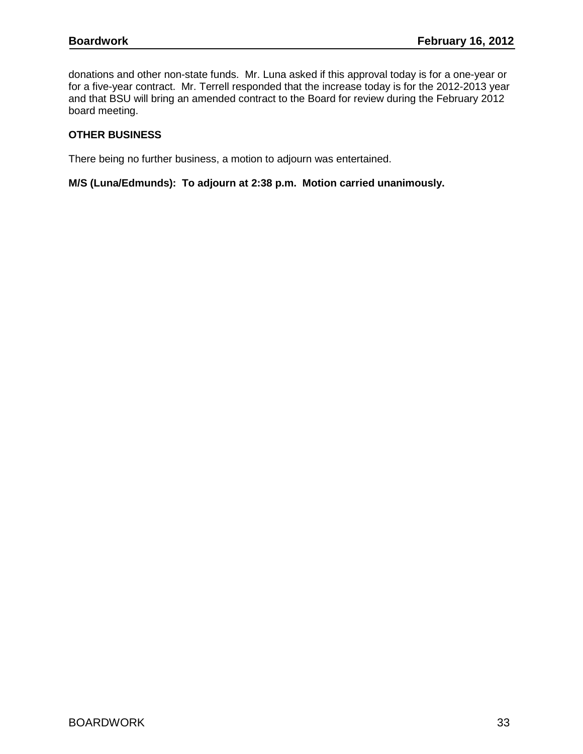donations and other non-state funds. Mr. Luna asked if this approval today is for a one-year or for a five-year contract. Mr. Terrell responded that the increase today is for the 2012-2013 year and that BSU will bring an amended contract to the Board for review during the February 2012 board meeting.

**OTHER BUSINESS**

There being no further business, a motion to adjourn was entertained.

**M/S (Luna/Edmunds): To adjourn at 2:38 p.m. Motion carried unanimously.**